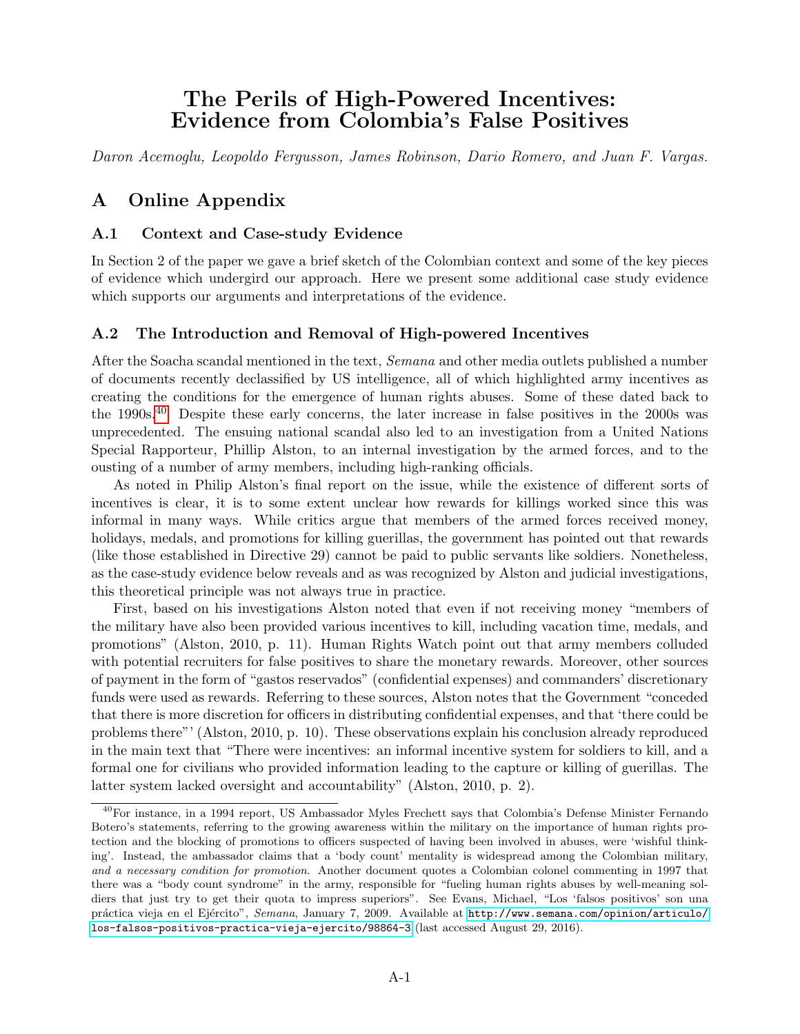# The Perils of High-Powered Incentives: Evidence from Colombia's False Positives

*Daron Acemoglu, Leopoldo Fergusson, James Robinson, Dario Romero, and Juan F. Vargas.*

## A Online Appendix

### A.1 Context and Case-study Evidence

In Section 2 of the paper we gave a brief sketch of the Colombian context and some of the key pieces of evidence which undergird our approach. Here we present some additional case study evidence which supports our arguments and interpretations of the evidence.

### A.2 The Introduction and Removal of High-powered Incentives

After the Soacha scandal mentioned in the text, *Semana* and other media outlets published a number of documents recently declassified by US intelligence, all of which highlighted army incentives as creating the conditions for the emergence of human rights abuses. Some of these dated back to the 1990s.[40] Despite these early concerns, the later increase in false positives in the 2000s was unprecedented. The ensuing national scandal also led to an investigation from a United Nations Special Rapporteur, Phillip Alston, to an internal investigation by the armed forces, and to the ousting of a number of army members, including high-ranking officials.

As noted in Philip Alston's final report on the issue, while the existence of different sorts of incentives is clear, it is to some extent unclear how rewards for killings worked since this was informal in many ways. While critics argue that members of the armed forces received money, holidays, medals, and promotions for killing guerillas, the government has pointed out that rewards (like those established in Directive 29) cannot be paid to public servants like soldiers. Nonetheless, as the case-study evidence below reveals and as was recognized by Alston and judicial investigations, this theoretical principle was not always true in practice.

First, based on his investigations Alston noted that even if not receiving money "members of the military have also been provided various incentives to kill, including vacation time, medals, and promotions" (Alston, 2010, p. 11). Human Rights Watch point out that army members colluded with potential recruiters for false positives to share the monetary rewards. Moreover, other sources of payment in the form of "gastos reservados" (confidential expenses) and commanders' discretionary funds were used as rewards. Referring to these sources, Alston notes that the Government "conceded that there is more discretion for officers in distributing confidential expenses, and that 'there could be problems there"' (Alston, 2010, p. 10). These observations explain his conclusion already reproduced in the main text that "There were incentives: an informal incentive system for soldiers to kill, and a formal one for civilians who provided information leading to the capture or killing of guerillas. The latter system lacked oversight and accountability" (Alston, 2010, p. 2).

[40] For instance, in a 1994 report, US Ambassador Myles Frechett says that Colombia's Defense Minister Fernando Botero's statements, referring to the growing awareness within the military on the importance of human rights protection and the blocking of promotions to officers suspected of having been involved in abuses, were 'wishful thinking'. Instead, the ambassador claims that a 'body count' mentality is widespread among the Colombian military, *and a necessary condition for promotion*. Another document quotes a Colombian colonel commenting in 1997 that there was a "body count syndrome" in the army, responsible for "fueling human rights abuses by well-meaning soldiers that just try to get their quota to impress superiors". See Evans, Michael, "Los 'falsos positivos' son una práctica vieja en el Ejército", *Semana*, January 7, 2009. Available at http://www.semana.com/opinion/articulo/los-falsos-positivos-practica-vieja-ejercito/98864-3 (last accessed August 29, 2016).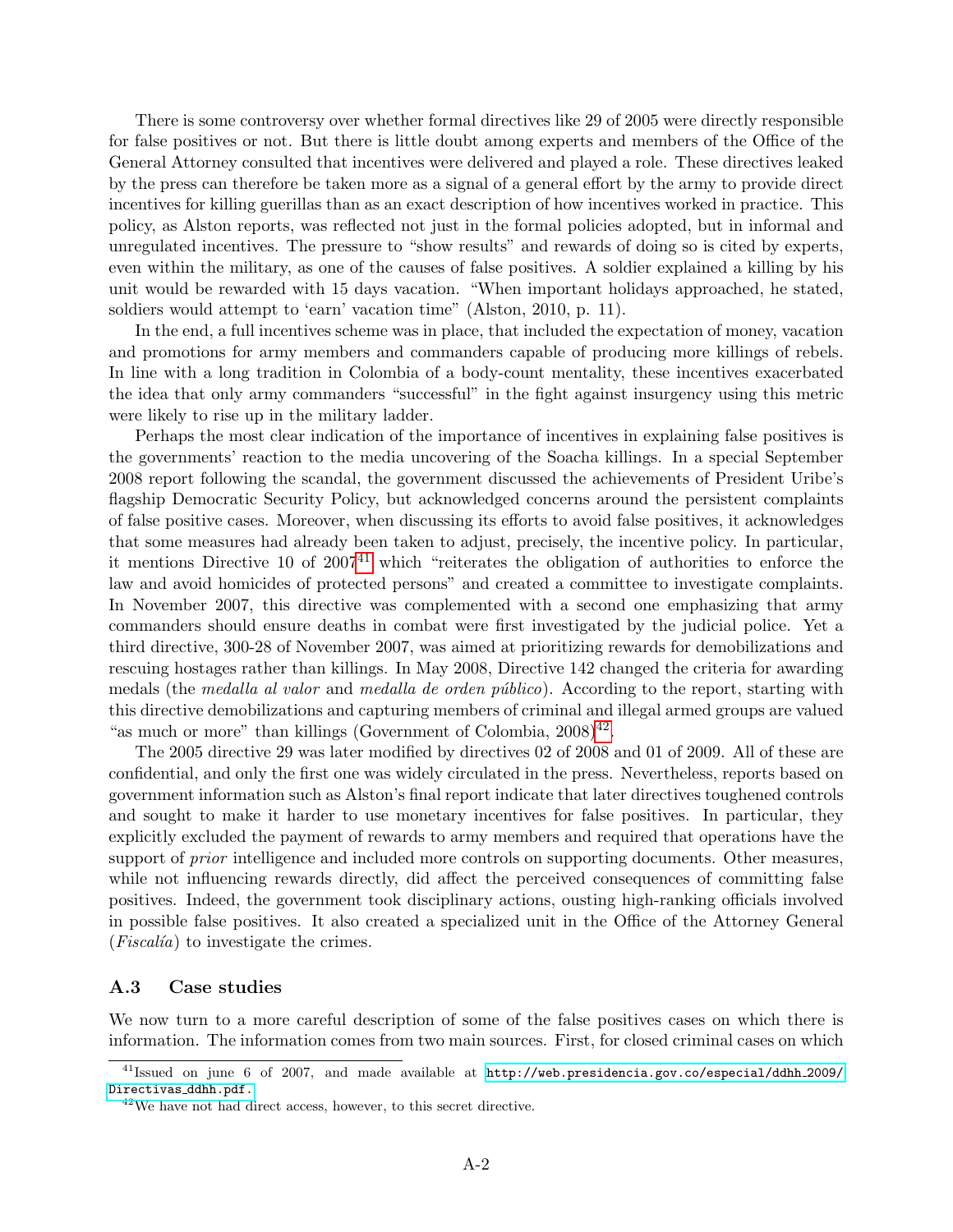There is some controversy over whether formal directives like 29 of 2005 were directly responsible for false positives or not. But there is little doubt among experts and members of the Office of the General Attorney consulted that incentives were delivered and played a role. These directives leaked by the press can therefore be taken more as a signal of a general effort by the army to provide direct incentives for killing guerillas than as an exact description of how incentives worked in practice. This policy, as Alston reports, was reflected not just in the formal policies adopted, but in informal and unregulated incentives. The pressure to "show results" and rewards of doing so is cited by experts, even within the military, as one of the causes of false positives. A soldier explained a killing by his unit would be rewarded with 15 days vacation. "When important holidays approached, he stated, soldiers would attempt to 'earn' vacation time" (Alston, 2010, p. 11).

In the end, a full incentives scheme was in place, that included the expectation of money, vacation and promotions for army members and commanders capable of producing more killings of rebels. In line with a long tradition in Colombia of a body-count mentality, these incentives exacerbated the idea that only army commanders "successful" in the fight against insurgency using this metric were likely to rise up in the military ladder.

Perhaps the most clear indication of the importance of incentives in explaining false positives is the governments' reaction to the media uncovering of the Soacha killings. In a special September 2008 report following the scandal, the government discussed the achievements of President Uribe's flagship Democratic Security Policy, but acknowledged concerns around the persistent complaints of false positive cases. Moreover, when discussing its efforts to avoid false positives, it acknowledges that some measures had already been taken to adjust, precisely, the incentive policy. In particular, it mentions Directive 10 of 2007[41] which "reiterates the obligation of authorities to enforce the law and avoid homicides of protected persons" and created a committee to investigate complaints. In November 2007, this directive was complemented with a second one emphasizing that army commanders should ensure deaths in combat were first investigated by the judicial police. Yet a third directive, 300-28 of November 2007, was aimed at prioritizing rewards for demobilizations and rescuing hostages rather than killings. In May 2008, Directive 142 changed the criteria for awarding medals (the *medalla al valor* and *medalla de orden público*). According to the report, starting with this directive demobilizations and capturing members of criminal and illegal armed groups are valued "as much or more" than killings (Government of Colombia, 2008)[42].

The 2005 directive 29 was later modified by directives 02 of 2008 and 01 of 2009. All of these are confidential, and only the first one was widely circulated in the press. Nevertheless, reports based on government information such as Alston's final report indicate that later directives toughened controls and sought to make it harder to use monetary incentives for false positives. In particular, they explicitly excluded the payment of rewards to army members and required that operations have the support of *prior* intelligence and included more controls on supporting documents. Other measures, while not influencing rewards directly, did affect the perceived consequences of committing false positives. Indeed, the government took disciplinary actions, ousting high-ranking officials involved in possible false positives. It also created a specialized unit in the Office of the Attorney General (*Fiscalía*) to investigate the crimes.

### A.3 Case studies

We now turn to a more careful description of some of the false positives cases on which there is information. The information comes from two main sources. First, for closed criminal cases on which

---

[41] Issued on june 6 of 2007, and made available at http://web.presidencia.gov.co/especial/ddhh_2009/Directivas_ddhh.pdf.

[42] We have not had direct access, however, to this secret directive.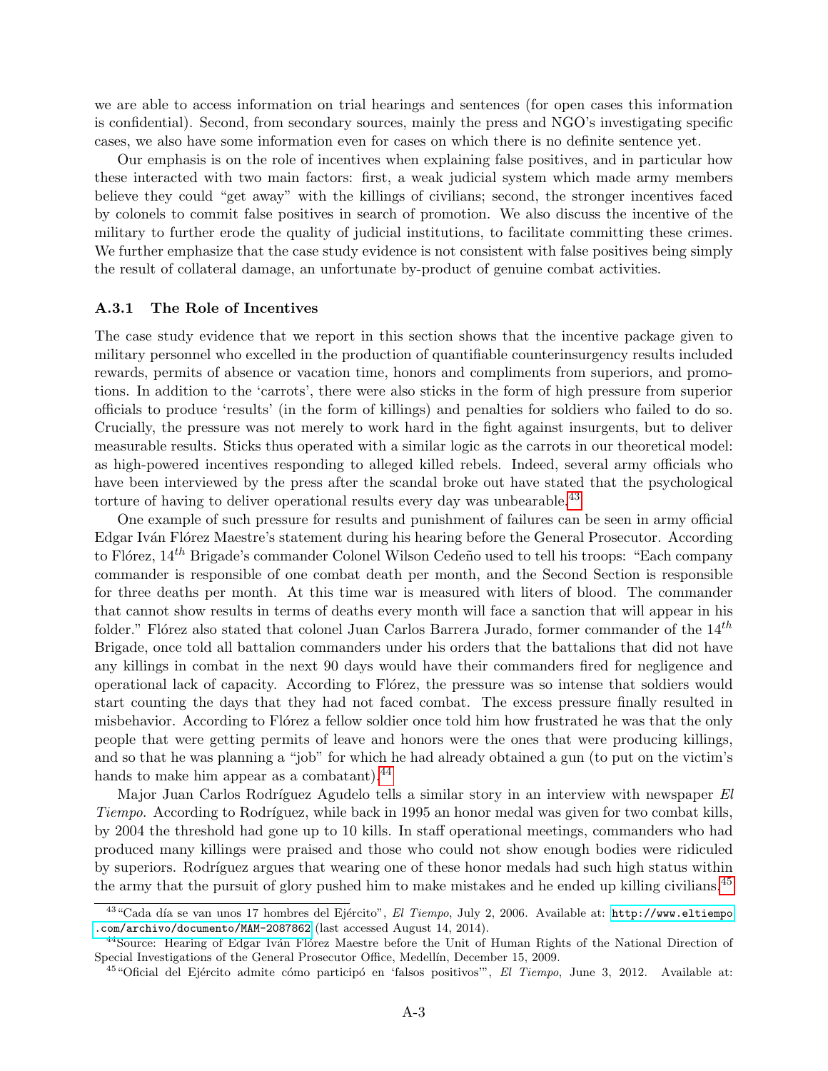we are able to access information on trial hearings and sentences (for open cases this information is confidential). Second, from secondary sources, mainly the press and NGO's investigating specific cases, we also have some information even for cases on which there is no definite sentence yet.

Our emphasis is on the role of incentives when explaining false positives, and in particular how these interacted with two main factors: first, a weak judicial system which made army members believe they could "get away" with the killings of civilians; second, the stronger incentives faced by colonels to commit false positives in search of promotion. We also discuss the incentive of the military to further erode the quality of judicial institutions, to facilitate committing these crimes. We further emphasize that the case study evidence is not consistent with false positives being simply the result of collateral damage, an unfortunate by-product of genuine combat activities.

### A.3.1 The Role of Incentives

The case study evidence that we report in this section shows that the incentive package given to military personnel who excelled in the production of quantifiable counterinsurgency results included rewards, permits of absence or vacation time, honors and compliments from superiors, and promotions. In addition to the 'carrots', there were also sticks in the form of high pressure from superior officials to produce 'results' (in the form of killings) and penalties for soldiers who failed to do so. Crucially, the pressure was not merely to work hard in the fight against insurgents, but to deliver measurable results. Sticks thus operated with a similar logic as the carrots in our theoretical model: as high-powered incentives responding to alleged killed rebels. Indeed, several army officials who have been interviewed by the press after the scandal broke out have stated that the psychological torture of having to deliver operational results every day was unbearable.[43]

One example of such pressure for results and punishment of failures can be seen in army official Edgar Iván Flórez Maestre's statement during his hearing before the General Prosecutor. According to Flórez, $14^{th}$ Brigade's commander Colonel Wilson Cedeño used to tell his troops: "Each company commander is responsible of one combat death per month, and the Second Section is responsible for three deaths per month. At this time war is measured with liters of blood. The commander that cannot show results in terms of deaths every month will face a sanction that will appear in his folder." Flórez also stated that colonel Juan Carlos Barrera Jurado, former commander of the $14^{th}$ Brigade, once told all battalion commanders under his orders that the battalions that did not have any killings in combat in the next 90 days would have their commanders fired for negligence and operational lack of capacity. According to Flórez, the pressure was so intense that soldiers would start counting the days that they had not faced combat. The excess pressure finally resulted in misbehavior. According to Flórez a fellow soldier once told him how frustrated he was that the only people that were getting permits of leave and honors were the ones that were producing killings, and so that he was planning a "job" for which he had already obtained a gun (to put on the victim's hands to make him appear as a combatant).[44]

Major Juan Carlos Rodríguez Agudelo tells a similar story in an interview with newspaper *El Tiempo*. According to Rodríguez, while back in 1995 an honor medal was given for two combat kills, by 2004 the threshold had gone up to 10 kills. In staff operational meetings, commanders who had produced many killings were praised and those who could not show enough bodies were ridiculed by superiors. Rodríguez argues that wearing one of these honor medals had such high status within the army that the pursuit of glory pushed him to make mistakes and he ended up killing civilians.[45]

---

[43] "Cada día se van unos 17 hombres del Ejército", *El Tiempo*, July 2, 2006. Available at: http://www.eltiempo.com/archivo/documento/MAM-2087862 (last accessed August 14, 2014).

[44] Source: Hearing of Edgar Iván Flórez Maestre before the Unit of Human Rights of the National Direction of Special Investigations of the General Prosecutor Office, Medellín, December 15, 2009.

[45] "Oficial del Ejército admite cómo participó en 'falsos positivos'", *El Tiempo*, June 3, 2012. Available at: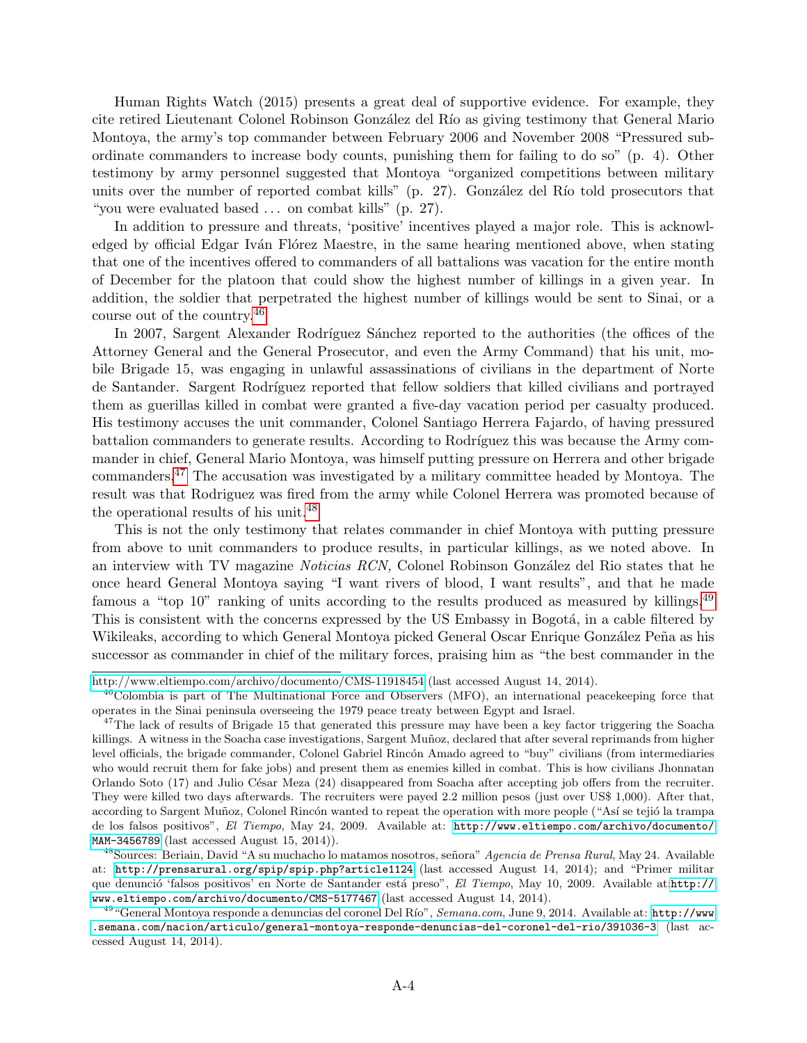Human Rights Watch (2015) presents a great deal of supportive evidence. For example, they cite retired Lieutenant Colonel Robinson González del Río as giving testimony that General Mario Montoya, the army's top commander between February 2006 and November 2008 "Pressured subordinate commanders to increase body counts, punishing them for failing to do so" (p. 4). Other testimony by army personnel suggested that Montoya "organized competitions between military units over the number of reported combat kills" (p. 27). González del Río told prosecutors that "you were evaluated based ... on combat kills" (p. 27).

In addition to pressure and threats, 'positive' incentives played a major role. This is acknowledged by official Edgar Iván Flórez Maestre, in the same hearing mentioned above, when stating that one of the incentives offered to commanders of all battalions was vacation for the entire month of December for the platoon that could show the highest number of killings in a given year. In addition, the soldier that perpetrated the highest number of killings would be sent to Sinai, or a course out of the country.[46]

In 2007, Sargent Alexander Rodríguez Sánchez reported to the authorities (the offices of the Attorney General and the General Prosecutor, and even the Army Command) that his unit, mobile Brigade 15, was engaging in unlawful assassinations of civilians in the department of Norte de Santander. Sargent Rodríguez reported that fellow soldiers that killed civilians and portrayed them as guerillas killed in combat were granted a five-day vacation period per casualty produced. His testimony accuses the unit commander, Colonel Santiago Herrera Fajardo, of having pressured battalion commanders to generate results. According to Rodríguez this was because the Army commander in chief, General Mario Montoya, was himself putting pressure on Herrera and other brigade commanders.[47] The accusation was investigated by a military committee headed by Montoya. The result was that Rodriguez was fired from the army while Colonel Herrera was promoted because of the operational results of his unit.[48]

This is not the only testimony that relates commander in chief Montoya with putting pressure from above to unit commanders to produce results, in particular killings, as we noted above. In an interview with TV magazine *Noticias RCN,* Colonel Robinson González del Rio states that he once heard General Montoya saying "I want rivers of blood, I want results", and that he made famous a "top 10" ranking of units according to the results produced as measured by killings.[49] This is consistent with the concerns expressed by the US Embassy in Bogotá, in a cable filtered by Wikileaks, according to which General Montoya picked General Oscar Enrique González Peña as his successor as commander in chief of the military forces, praising him as "the best commander in the

---

http://www.eltiempo.com/archivo/documento/CMS-11918454 (last accessed August 14, 2014).

[46] Colombia is part of The Multinational Force and Observers (MFO), an international peacekeeping force that operates in the Sinai peninsula overseeing the 1979 peace treaty between Egypt and Israel.

[47] The lack of results of Brigade 15 that generated this pressure may have been a key factor triggering the Soacha killings. A witness in the Soacha case investigations, Sargent Muñoz, declared that after several reprimands from higher level officials, the brigade commander, Colonel Gabriel Rincón Amado agreed to "buy" civilians (from intermediaries who would recruit them for fake jobs) and present them as enemies killed in combat. This is how civilians Jhonnatan Orlando Soto (17) and Julio César Meza (24) disappeared from Soacha after accepting job offers from the recruiter. They were killed two days afterwards. The recruiters were payed 2.2 million pesos (just over US$ 1,000). After that, according to Sargent Muñoz, Colonel Rincón wanted to repeat the operation with more people ("Así se tejió la trampa de los falsos positivos", *El Tiempo*, May 24, 2009. Available at: http://www.eltiempo.com/archivo/documento/MAM-3456789 (last accessed August 15, 2014)).

[48] Sources: Beriain, David "A su muchacho lo matamos nosotros, señora" *Agencia de Prensa Rural*, May 24. Available at: http://prensarural.org/spip/spip.php?article1124 (last accessed August 14, 2014); and "Primer militar que denunció 'falsos positivos' en Norte de Santander está preso", *El Tiempo*, May 10, 2009. Available at: http://www.eltiempo.com/archivo/documento/CMS-5177467 (last accessed August 14, 2014).

[49] "General Montoya responde a denuncias del coronel Del Río", *Semana.com*, June 9, 2014. Available at: http://www.semana.com/nacion/articulo/general-montoya-responde-denuncias-del-coronel-del-rio/391036-3 (last accessed August 14, 2014).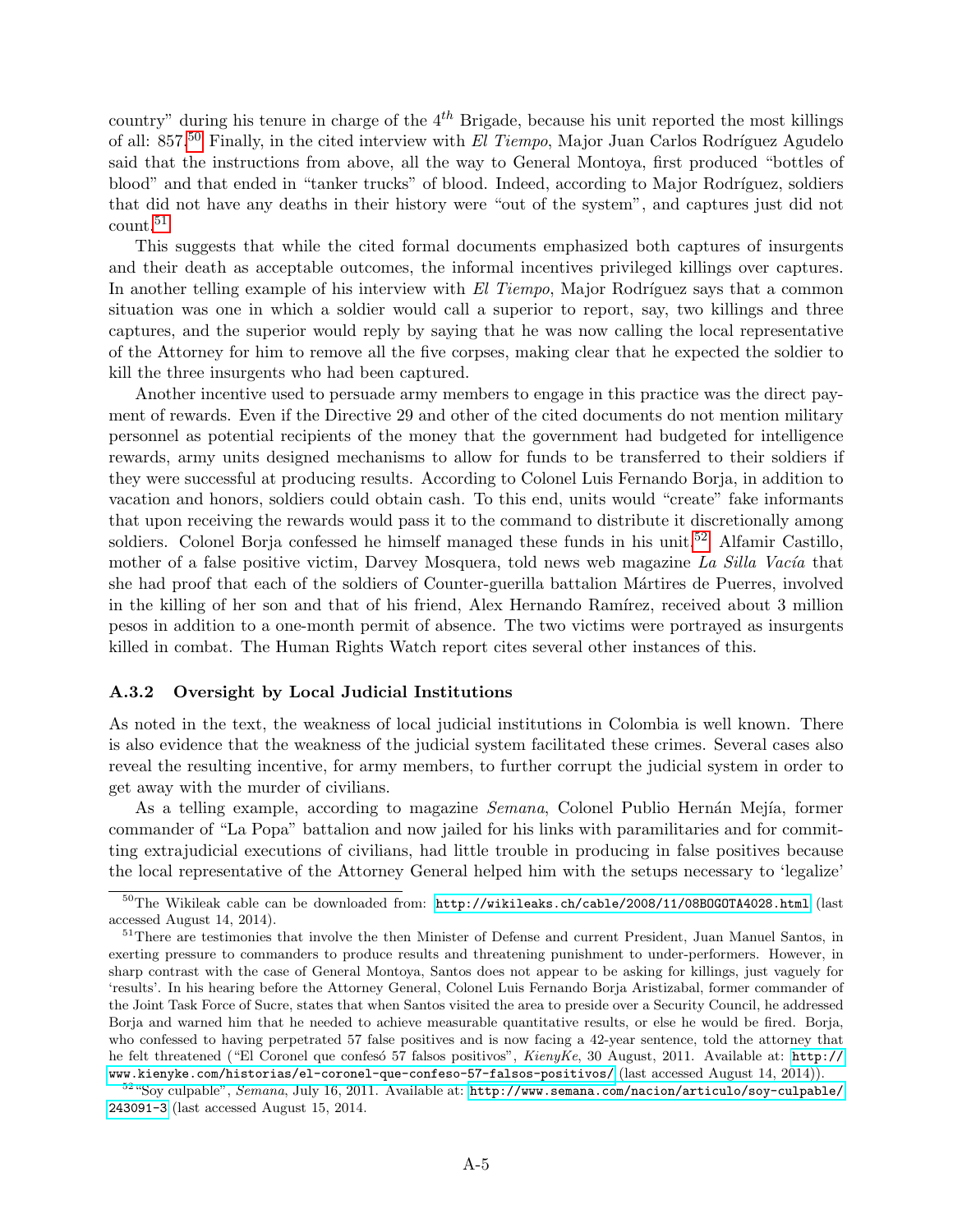country" during his tenure in charge of the $4^{th}$ Brigade, because his unit reported the most killings of all: 857.[50] Finally, in the cited interview with *El Tiempo*, Major Juan Carlos Rodríguez Agudelo said that the instructions from above, all the way to General Montoya, first produced "bottles of blood" and that ended in "tanker trucks" of blood. Indeed, according to Major Rodríguez, soldiers that did not have any deaths in their history were "out of the system", and captures just did not count.[51]

This suggests that while the cited formal documents emphasized both captures of insurgents and their death as acceptable outcomes, the informal incentives privileged killings over captures. In another telling example of his interview with *El Tiempo*, Major Rodríguez says that a common situation was one in which a soldier would call a superior to report, say, two killings and three captures, and the superior would reply by saying that he was now calling the local representative of the Attorney for him to remove all the five corpses, making clear that he expected the soldier to kill the three insurgents who had been captured.

Another incentive used to persuade army members to engage in this practice was the direct payment of rewards. Even if the Directive 29 and other of the cited documents do not mention military personnel as potential recipients of the money that the government had budgeted for intelligence rewards, army units designed mechanisms to allow for funds to be transferred to their soldiers if they were successful at producing results. According to Colonel Luis Fernando Borja, in addition to vacation and honors, soldiers could obtain cash. To this end, units would "create" fake informants that upon receiving the rewards would pass it to the command to distribute it discretionally among soldiers. Colonel Borja confessed he himself managed these funds in his unit.[52] Alfamir Castillo, mother of a false positive victim, Darvey Mosquera, told news web magazine *La Silla Vacía* that she had proof that each of the soldiers of Counter-guerilla battalion Mártires de Puerres, involved in the killing of her son and that of his friend, Alex Hernando Ramírez, received about 3 million pesos in addition to a one-month permit of absence. The two victims were portrayed as insurgents killed in combat. The Human Rights Watch report cites several other instances of this.

### A.3.2 Oversight by Local Judicial Institutions

As noted in the text, the weakness of local judicial institutions in Colombia is well known. There is also evidence that the weakness of the judicial system facilitated these crimes. Several cases also reveal the resulting incentive, for army members, to further corrupt the judicial system in order to get away with the murder of civilians.

As a telling example, according to magazine *Semana*, Colonel Publio Hernán Mejía, former commander of "La Popa" battalion and now jailed for his links with paramilitaries and for committing extrajudicial executions of civilians, had little trouble in producing in false positives because the local representative of the Attorney General helped him with the setups necessary to 'legalize'

---

[50] The Wikileak cable can be downloaded from: http://wikileaks.ch/cable/2008/11/08BOGOTA4028.html (last accessed August 14, 2014).

[51] There are testimonies that involve the then Minister of Defense and current President, Juan Manuel Santos, in exerting pressure to commanders to produce results and threatening punishment to under-performers. However, in sharp contrast with the case of General Montoya, Santos does not appear to be asking for killings, just vaguely for 'results'. In his hearing before the Attorney General, Colonel Luis Fernando Borja Aristizabal, former commander of the Joint Task Force of Sucre, states that when Santos visited the area to preside over a Security Council, he addressed Borja and warned him that he needed to achieve measurable quantitative results, or else he would be fired. Borja, who confessed to having perpetrated 57 false positives and is now facing a 42-year sentence, told the attorney that he felt threatened ("El Coronel que confesó 57 falsos positivos", *KienyKe*, 30 August, 2011. Available at: http://www.kienyke.com/historias/el-coronel-que-confeso-57-falsos-positivos/ (last accessed August 14, 2014)).

[52] "Soy culpable", *Semana*, July 16, 2011. Available at: http://www.semana.com/nacion/articulo/soy-culpable/243091-3 (last accessed August 15, 2014.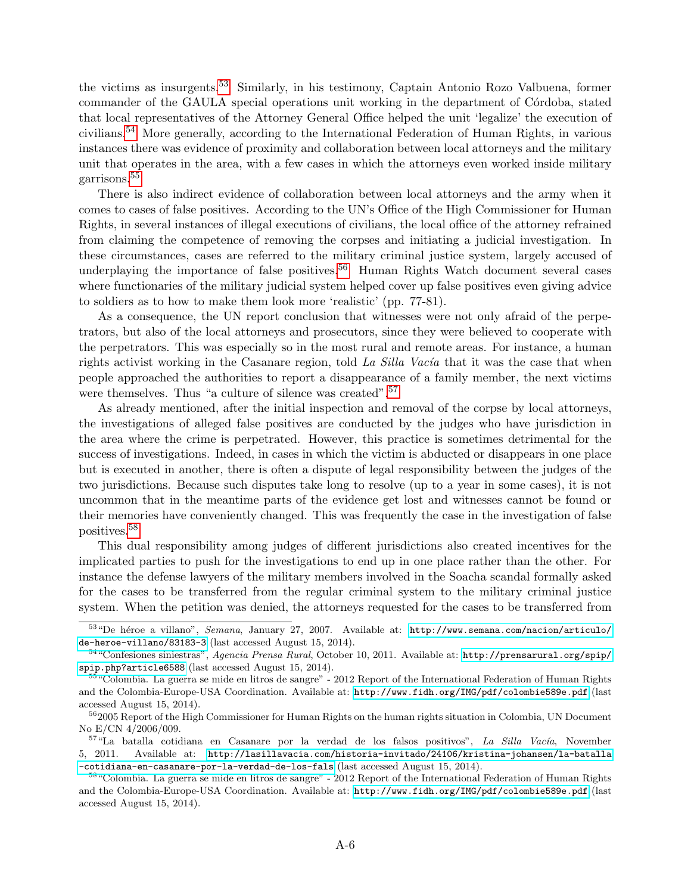the victims as insurgents.[53] Similarly, in his testimony, Captain Antonio Rozo Valbuena, former commander of the GAULA special operations unit working in the department of Córdoba, stated that local representatives of the Attorney General Office helped the unit 'legalize' the execution of civilians.[54] More generally, according to the International Federation of Human Rights, in various instances there was evidence of proximity and collaboration between local attorneys and the military unit that operates in the area, with a few cases in which the attorneys even worked inside military garrisons.[55]

There is also indirect evidence of collaboration between local attorneys and the army when it comes to cases of false positives. According to the UN's Office of the High Commissioner for Human Rights, in several instances of illegal executions of civilians, the local office of the attorney refrained from claiming the competence of removing the corpses and initiating a judicial investigation. In these circumstances, cases are referred to the military criminal justice system, largely accused of underplaying the importance of false positives.[56] Human Rights Watch document several cases where functionaries of the military judicial system helped cover up false positives even giving advice to soldiers as to how to make them look more 'realistic' (pp. 77-81).

As a consequence, the UN report conclusion that witnesses were not only afraid of the perpetrators, but also of the local attorneys and prosecutors, since they were believed to cooperate with the perpetrators. This was especially so in the most rural and remote areas. For instance, a human rights activist working in the Casanare region, told *La Silla Vacía* that it was the case that when people approached the authorities to report a disappearance of a family member, the next victims were themselves. Thus "a culture of silence was created".[57]

As already mentioned, after the initial inspection and removal of the corpse by local attorneys, the investigations of alleged false positives are conducted by the judges who have jurisdiction in the area where the crime is perpetrated. However, this practice is sometimes detrimental for the success of investigations. Indeed, in cases in which the victim is abducted or disappears in one place but is executed in another, there is often a dispute of legal responsibility between the judges of the two jurisdictions. Because such disputes take long to resolve (up to a year in some cases), it is not uncommon that in the meantime parts of the evidence get lost and witnesses cannot be found or their memories have conveniently changed. This was frequently the case in the investigation of false positives.[58]

This dual responsibility among judges of different jurisdictions also created incentives for the implicated parties to push for the investigations to end up in one place rather than the other. For instance the defense lawyers of the military members involved in the Soacha scandal formally asked for the cases to be transferred from the regular criminal system to the military criminal justice system. When the petition was denied, the attorneys requested for the cases to be transferred from

[53] "De héroe a villano", *Semana*, January 27, 2007. Available at: http://www.semana.com/nacion/articulo/de-heroe-a-villano/83183-3 (last accessed August 15, 2014).

[54] "Confesiones siniestras", *Agencia Prensa Rural*, October 10, 2011. Available at: http://prensarural.org/spip/spip.php?article6588 (last accessed August 15, 2014).

[55] "Colombia. La guerra se mide en litros de sangre" - 2012 Report of the International Federation of Human Rights and the Colombia-Europe-USA Coordination. Available at: http://www.fidh.org/IMG/pdf/colombie589e.pdf (last accessed August 15, 2014).

[56] 2005 Report of the High Commissioner for Human Rights on the human rights situation in Colombia, UN Document No E/CN 4/2006/009.

[57] "La batalla cotidiana en Casanare por la verdad de los falsos positivos", *La Silla Vacía*, November 5, 2011. Available at: http://lasillavacia.com/historia-invitado/24106/kristina-johansen/la-batalla-cotidiana-en-casanare-por-la-verdad-de-los-fals (last accessed August 15, 2014).

[58] "Colombia. La guerra se mide en litros de sangre" - 2012 Report of the International Federation of Human Rights and the Colombia-Europe-USA Coordination. Available at: http://www.fidh.org/IMG/pdf/colombie589e.pdf (last accessed August 15, 2014).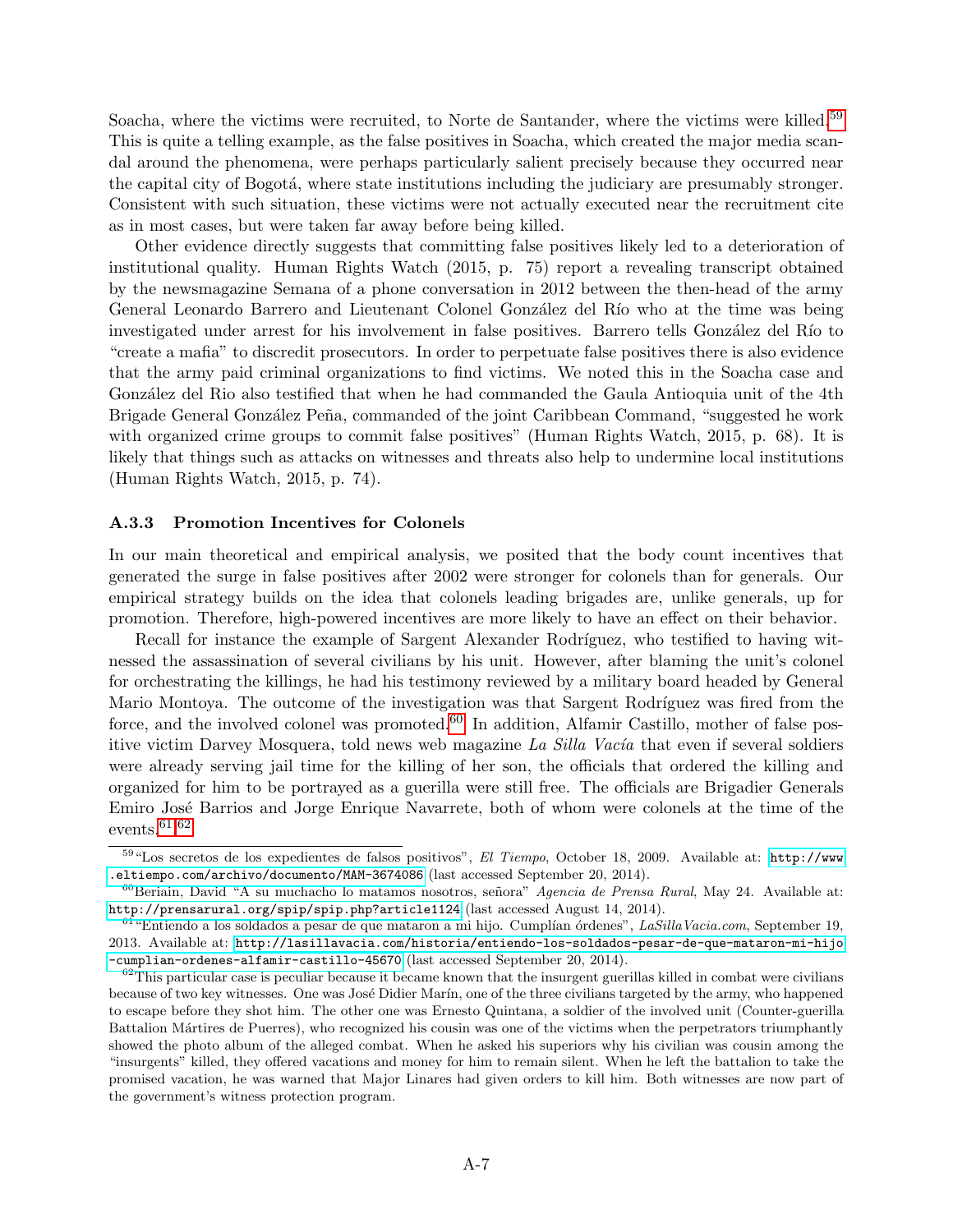Soacha, where the victims were recruited, to Norte de Santander, where the victims were killed.[59] This is quite a telling example, as the false positives in Soacha, which created the major media scandal around the phenomena, were perhaps particularly salient precisely because they occurred near the capital city of Bogotá, where state institutions including the judiciary are presumably stronger. Consistent with such situation, these victims were not actually executed near the recruitment cite as in most cases, but were taken far away before being killed.

Other evidence directly suggests that committing false positives likely led to a deterioration of institutional quality. Human Rights Watch (2015, p. 75) report a revealing transcript obtained by the newsmagazine Semana of a phone conversation in 2012 between the then-head of the army General Leonardo Barrero and Lieutenant Colonel González del Río who at the time was being investigated under arrest for his involvement in false positives. Barrero tells González del Río to "create a mafia" to discredit prosecutors. In order to perpetuate false positives there is also evidence that the army paid criminal organizations to find victims. We noted this in the Soacha case and González del Rio also testified that when he had commanded the Gaula Antioquia unit of the 4th Brigade General González Peña, commanded of the joint Caribbean Command, "suggested he work with organized crime groups to commit false positives" (Human Rights Watch, 2015, p. 68). It is likely that things such as attacks on witnesses and threats also help to undermine local institutions (Human Rights Watch, 2015, p. 74).

### A.3.3 Promotion Incentives for Colonels

In our main theoretical and empirical analysis, we posited that the body count incentives that generated the surge in false positives after 2002 were stronger for colonels than for generals. Our empirical strategy builds on the idea that colonels leading brigades are, unlike generals, up for promotion. Therefore, high-powered incentives are more likely to have an effect on their behavior.

Recall for instance the example of Sargent Alexander Rodríguez, who testified to having witnessed the assassination of several civilians by his unit. However, after blaming the unit's colonel for orchestrating the killings, he had his testimony reviewed by a military board headed by General Mario Montoya. The outcome of the investigation was that Sargent Rodríguez was fired from the force, and the involved colonel was promoted.[60] In addition, Alfamir Castillo, mother of false positive victim Darvey Mosquera, told news web magazine *La Silla Vacía* that even if several soldiers were already serving jail time for the killing of her son, the officials that ordered the killing and organized for him to be portrayed as a guerilla were still free. The officials are Brigadier Generals Emiro José Barrios and Jorge Enrique Navarrete, both of whom were colonels at the time of the events.[61,62]

---

[59] "Los secretos de los expedientes de falsos positivos", *El Tiempo*, October 18, 2009. Available at: http://www.eltiempo.com/archivo/documento/MAM-3674086 (last accessed September 20, 2014).

[60] Beriain, David "A su muchacho lo matamos nosotros, señora" *Agencia de Prensa Rural*, May 24. Available at: http://prensarural.org/spip/spip.php?article1124 (last accessed August 14, 2014).

[61] "Entiendo a los soldados a pesar de que mataron a mi hijo. Cumplían órdenes", *LaSillaVacia.com*, September 19, 2013. Available at: http://lasillavacia.com/historia/entiendo-los-soldados-pesar-de-que-mataron-mi-hijo-cumplian-ordenes-alfamir-castillo-45670 (last accessed September 20, 2014).

[62] This particular case is peculiar because it became known that the insurgent guerillas killed in combat were civilians because of two key witnesses. One was José Didier Marín, one of the three civilians targeted by the army, who happened to escape before they shot him. The other one was Ernesto Quintana, a soldier of the involved unit (Counter-guerilla Battalion Mártires de Puerres), who recognized his cousin was one of the victims when the perpetrators triumphantly showed the photo album of the alleged combat. When he asked his superiors why his civilian was cousin among the "insurgents" killed, they offered vacations and money for him to remain silent. When he left the battalion to take the promised vacation, he was warned that Major Linares had given orders to kill him. Both witnesses are now part of the government's witness protection program.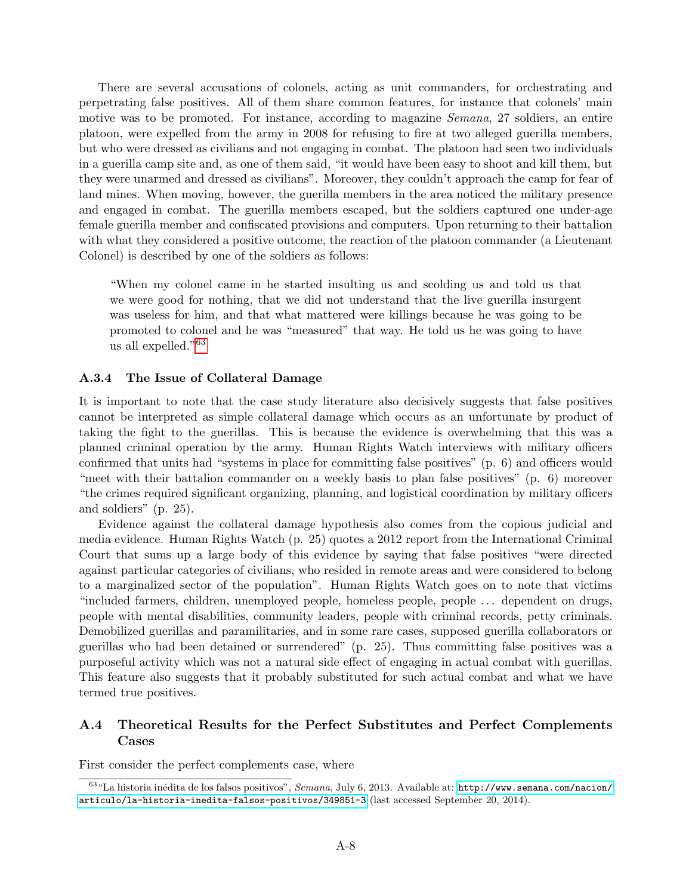There are several accusations of colonels, acting as unit commanders, for orchestrating and perpetrating false positives. All of them share common features, for instance that colonels' main motive was to be promoted. For instance, according to magazine *Semana*, 27 soldiers, an entire platoon, were expelled from the army in 2008 for refusing to fire at two alleged guerilla members, but who were dressed as civilians and not engaging in combat. The platoon had seen two individuals in a guerilla camp site and, as one of them said, "it would have been easy to shoot and kill them, but they were unarmed and dressed as civilians". Moreover, they couldn't approach the camp for fear of land mines. When moving, however, the guerilla members in the area noticed the military presence and engaged in combat. The guerilla members escaped, but the soldiers captured one under-age female guerilla member and confiscated provisions and computers. Upon returning to their battalion with what they considered a positive outcome, the reaction of the platoon commander (a Lieutenant Colonel) is described by one of the soldiers as follows:

> "When my colonel came in he started insulting us and scolding us and told us that we were good for nothing, that we did not understand that the live guerilla insurgent was useless for him, and that what mattered were killings because he was going to be promoted to colonel and he was "measured" that way. He told us he was going to have us all expelled."[63]

### A.3.4 The Issue of Collateral Damage

It is important to note that the case study literature also decisively suggests that false positives cannot be interpreted as simple collateral damage which occurs as an unfortunate by product of taking the fight to the guerillas. This is because the evidence is overwhelming that this was a planned criminal operation by the army. Human Rights Watch interviews with military officers confirmed that units had "systems in place for committing false positives" (p. 6) and officers would "meet with their battalion commander on a weekly basis to plan false positives" (p. 6) moreover "the crimes required significant organizing, planning, and logistical coordination by military officers and soldiers" (p. 25).

Evidence against the collateral damage hypothesis also comes from the copious judicial and media evidence. Human Rights Watch (p. 25) quotes a 2012 report from the International Criminal Court that sums up a large body of this evidence by saying that false positives "were directed against particular categories of civilians, who resided in remote areas and were considered to belong to a marginalized sector of the population". Human Rights Watch goes on to note that victims "included farmers, children, unemployed people, homeless people, people ... dependent on drugs, people with mental disabilities, community leaders, people with criminal records, petty criminals. Demobilized guerillas and paramilitaries, and in some rare cases, supposed guerilla collaborators or guerillas who had been detained or surrendered" (p. 25). Thus committing false positives was a purposeful activity which was not a natural side effect of engaging in actual combat with guerillas. This feature also suggests that it probably substituted for such actual combat and what we have termed true positives.

## A.4 Theoretical Results for the Perfect Substitutes and Perfect Complements Cases

First consider the perfect complements case, where

[63] "La historia inédita de los falsos positivos", *Semana*, July 6, 2013. Available at: http://www.semana.com/nacion/articulo/la-historia-inedita-falsos-positivos/349851-3 (last accessed September 20, 2014).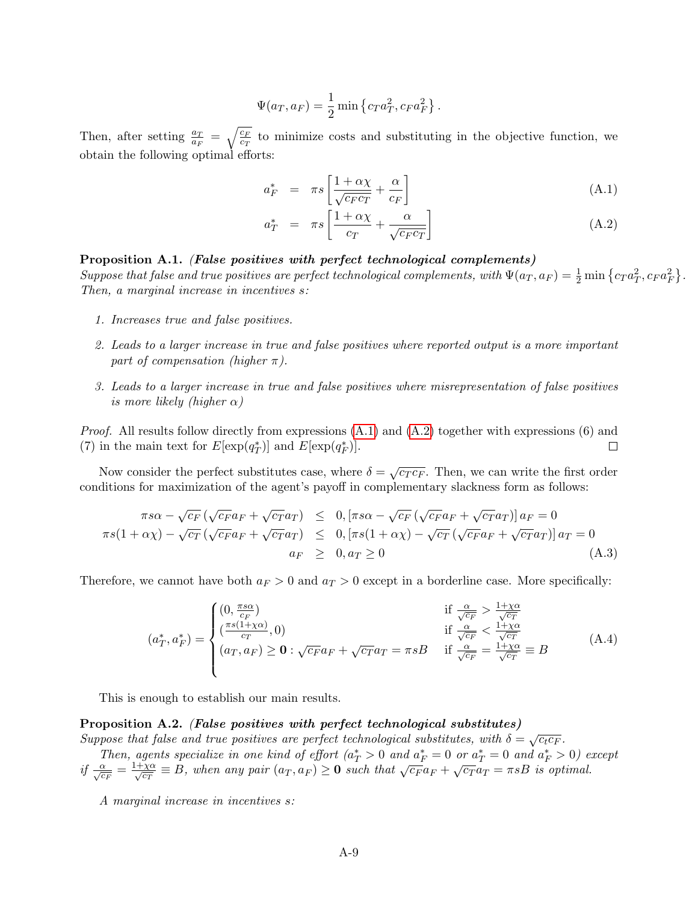$$\Psi(a_T, a_F) = \frac{1}{2}\min\left\{c_T a_T^2, c_F a_F^2\right\}.$$

Then, after setting $\frac{a_T}{a_F} = \sqrt{\frac{c_F}{c_T}}$ to minimize costs and substituting in the objective function, we obtain the following optimal efforts:

$$a_F^* = \pi s\left[\frac{1+\alpha\chi}{\sqrt{c_F c_T}} + \frac{\alpha}{c_F}\right] \tag{A.1}$$

$$a_T^* = \pi s\left[\frac{1+\alpha\chi}{c_T} + \frac{\alpha}{\sqrt{c_F c_T}}\right] \tag{A.2}$$

**Proposition A.1.** ***(False positives with perfect technological complements)***
*Suppose that false and true positives are perfect technological complements, with $\Psi(a_T, a_F) = \frac{1}{2}\min\left\{c_T a_T^2, c_F a_F^2\right\}$. Then, a marginal increase in incentives $s$:*

1. *Increases true and false positives.*
2. *Leads to a larger increase in true and false positives where reported output is a more important part of compensation (higher $\pi$).*
3. *Leads to a larger increase in true and false positives where misrepresentation of false positives is more likely (higher $\alpha$)*

*Proof.* All results follow directly from expressions (A.1) and (A.2) together with expressions (6) and (7) in the main text for $E[\exp(q_T^*)]$ and $E[\exp(q_F^*)]$. □

Now consider the perfect substitutes case, where $\delta = \sqrt{c_T c_F}$. Then, we can write the first order conditions for maximization of the agent's payoff in complementary slackness form as follows:

$$\begin{aligned}
\pi s\alpha - \sqrt{c_F}\left(\sqrt{c_F}a_F + \sqrt{c_T}a_T\right) &\leq 0, \left[\pi s\alpha - \sqrt{c_F}\left(\sqrt{c_F}a_F + \sqrt{c_T}a_T\right)\right]a_F = 0 \\
\pi s(1+\alpha\chi) - \sqrt{c_T}\left(\sqrt{c_F}a_F + \sqrt{c_T}a_T\right) &\leq 0, \left[\pi s(1+\alpha\chi) - \sqrt{c_T}\left(\sqrt{c_F}a_F + \sqrt{c_T}a_T\right)\right]a_T = 0 \\
a_F &\geq 0, a_T \geq 0
\end{aligned} \tag{A.3}$$

Therefore, we cannot have both $a_F > 0$ and $a_T > 0$ except in a borderline case. More specifically:

$$(a_T^*, a_F^*) = \begin{cases} (0, \frac{\pi s\alpha}{c_F}) & \text{if } \frac{\alpha}{\sqrt{c_F}} > \frac{1+\chi\alpha}{\sqrt{c_T}} \\ (\frac{\pi s(1+\chi\alpha)}{c_T}, 0) & \text{if } \frac{\alpha}{\sqrt{c_F}} < \frac{1+\chi\alpha}{\sqrt{c_T}} \\ (a_T, a_F) \geq \mathbf{0} : \sqrt{c_F}a_F + \sqrt{c_T}a_T = \pi s B & \text{if } \frac{\alpha}{\sqrt{c_F}} = \frac{1+\chi\alpha}{\sqrt{c_T}} \equiv B \end{cases} \tag{A.4}$$

This is enough to establish our main results.

**Proposition A.2.** ***(False positives with perfect technological substitutes)***
*Suppose that false and true positives are perfect technological substitutes, with $\delta = \sqrt{c_t c_F}$.*

*Then, agents specialize in one kind of effort ($a_T^* > 0$ and $a_F^* = 0$ or $a_T^* = 0$ and $a_F^* > 0$) except if $\frac{\alpha}{\sqrt{c_F}} = \frac{1+\chi\alpha}{\sqrt{c_T}} \equiv B$, when any pair $(a_T, a_F) \geq \mathbf{0}$ such that $\sqrt{c_F}a_F + \sqrt{c_T}a_T = \pi s B$ is optimal.*

*A marginal increase in incentives $s$:*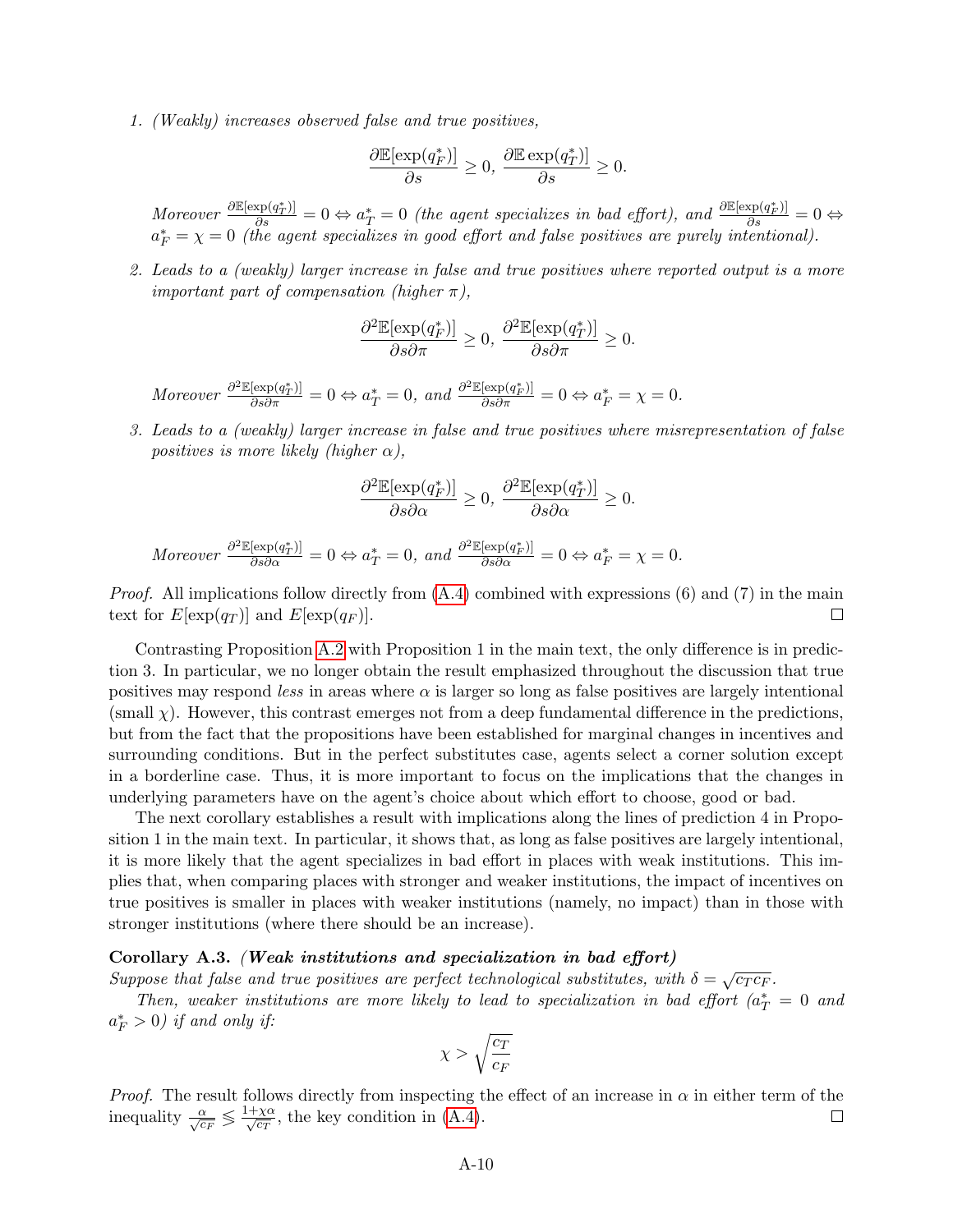1. *(Weakly) increases observed false and true positives,*

$$\frac{\partial \mathbb{E}[\exp(q_F^*)]}{\partial s} \geq 0,\ \frac{\partial \mathbb{E}\exp(q_T^*)]}{\partial s} \geq 0.$$

*Moreover* $\frac{\partial \mathbb{E}[\exp(q_T^*)]}{\partial s} = 0 \Leftrightarrow a_T^* = 0$ *(the agent specializes in bad effort), and* $\frac{\partial \mathbb{E}[\exp(q_F^*)]}{\partial s} = 0 \Leftrightarrow a_F^* = \chi = 0$ *(the agent specializes in good effort and false positives are purely intentional).*

2. *Leads to a (weakly) larger increase in false and true positives where reported output is a more important part of compensation (higher $\pi$),*

$$\frac{\partial^2 \mathbb{E}[\exp(q_F^*)]}{\partial s \partial \pi} \geq 0,\ \frac{\partial^2 \mathbb{E}[\exp(q_T^*)]}{\partial s \partial \pi} \geq 0.$$

*Moreover* $\frac{\partial^2 \mathbb{E}[\exp(q_T^*)]}{\partial s \partial \pi} = 0 \Leftrightarrow a_T^* = 0$*, and* $\frac{\partial^2 \mathbb{E}[\exp(q_F^*)]}{\partial s \partial \pi} = 0 \Leftrightarrow a_F^* = \chi = 0.$

3. *Leads to a (weakly) larger increase in false and true positives where misrepresentation of false positives is more likely (higher $\alpha$),*

$$\frac{\partial^2 \mathbb{E}[\exp(q_F^*)]}{\partial s \partial \alpha} \geq 0,\ \frac{\partial^2 \mathbb{E}[\exp(q_T^*)]}{\partial s \partial \alpha} \geq 0.$$

*Moreover* $\frac{\partial^2 \mathbb{E}[\exp(q_T^*)]}{\partial s \partial \alpha} = 0 \Leftrightarrow a_T^* = 0$*, and* $\frac{\partial^2 \mathbb{E}[\exp(q_F^*)]}{\partial s \partial \alpha} = 0 \Leftrightarrow a_F^* = \chi = 0.$

*Proof.* All implications follow directly from (A.4) combined with expressions (6) and (7) in the main text for $E[\exp(q_T)]$ and $E[\exp(q_F)]$. □

Contrasting Proposition A.2 with Proposition 1 in the main text, the only difference is in prediction 3. In particular, we no longer obtain the result emphasized throughout the discussion that true positives may respond *less* in areas where $\alpha$ is larger so long as false positives are largely intentional (small $\chi$). However, this contrast emerges not from a deep fundamental difference in the predictions, but from the fact that the propositions have been established for marginal changes in incentives and surrounding conditions. But in the perfect substitutes case, agents select a corner solution except in a borderline case. Thus, it is more important to focus on the implications that the changes in underlying parameters have on the agent's choice about which effort to choose, good or bad.

The next corollary establishes a result with implications along the lines of prediction 4 in Proposition 1 in the main text. In particular, it shows that, as long as false positives are largely intentional, it is more likely that the agent specializes in bad effort in places with weak institutions. This implies that, when comparing places with stronger and weaker institutions, the impact of incentives on true positives is smaller in places with weaker institutions (namely, no impact) than in those with stronger institutions (where there should be an increase).

**Corollary A.3.** ***(Weak institutions and specialization in bad effort)*** *Suppose that false and true positives are perfect technological substitutes, with $\delta = \sqrt{c_T c_F}$.*

*Then, weaker institutions are more likely to lead to specialization in bad effort ($a_T^* = 0$ and $a_F^* > 0$) if and only if:*

$$\chi > \sqrt{\frac{c_T}{c_F}}$$

*Proof.* The result follows directly from inspecting the effect of an increase in $\alpha$ in either term of the inequality $\frac{\alpha}{\sqrt{c_F}} \lessgtr \frac{1+\chi\alpha}{\sqrt{c_T}}$, the key condition in (A.4). □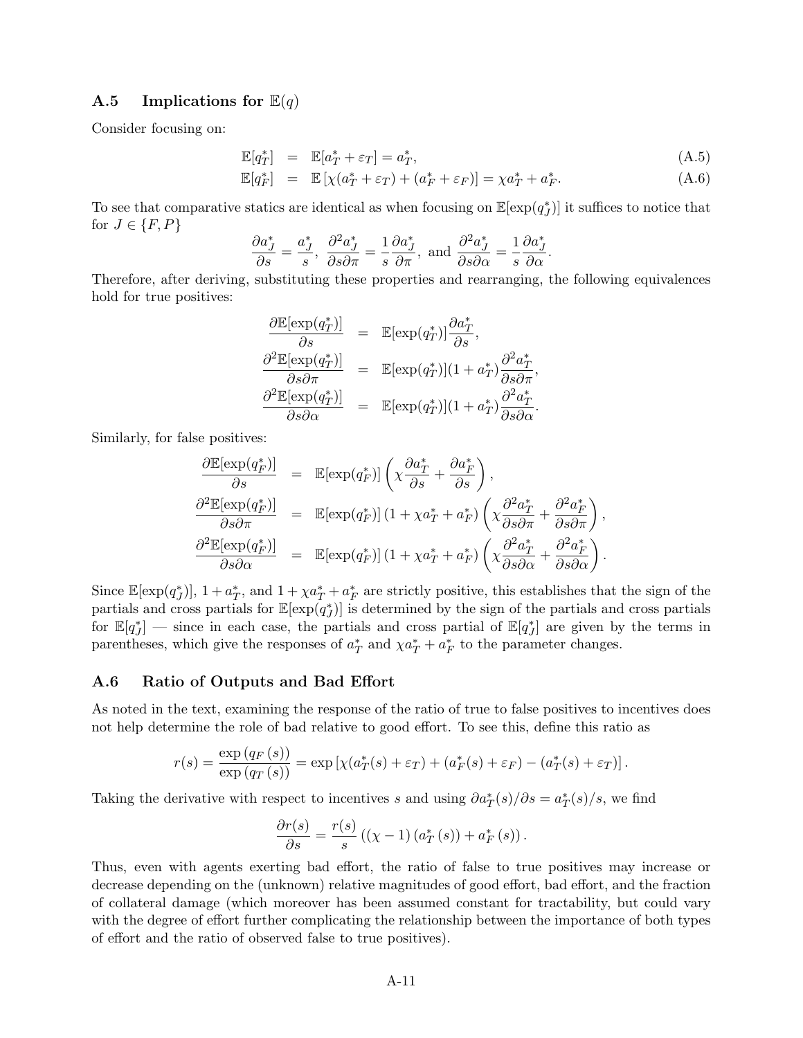### A.5 Implications for $\mathbb{E}(q)$

Consider focusing on:

$$\mathbb{E}[q_T^*] = \mathbb{E}[a_T^* + \varepsilon_T] = a_T^*, \tag{A.5}$$

$$\mathbb{E}[q_F^*] = \mathbb{E}\left[\chi(a_T^* + \varepsilon_T) + (a_F^* + \varepsilon_F)\right] = \chi a_T^* + a_F^*. \tag{A.6}$$

To see that comparative statics are identical as when focusing on $\mathbb{E}[\exp(q_J^*)]$ it suffices to notice that for $J \in \{F, P\}$

$$\frac{\partial a_J^*}{\partial s} = \frac{a_J^*}{s},\ \frac{\partial^2 a_J^*}{\partial s \partial \pi} = \frac{1}{s}\frac{\partial a_J^*}{\partial \pi},\ \text{and}\ \frac{\partial^2 a_J^*}{\partial s \partial \alpha} = \frac{1}{s}\frac{\partial a_J^*}{\partial \alpha}.$$

Therefore, after deriving, substituting these properties and rearranging, the following equivalences hold for true positives:

$$\begin{aligned}
\frac{\partial \mathbb{E}[\exp(q_T^*)]}{\partial s} &= \mathbb{E}[\exp(q_T^*)]\frac{\partial a_T^*}{\partial s}, \\
\frac{\partial^2 \mathbb{E}[\exp(q_T^*)]}{\partial s \partial \pi} &= \mathbb{E}[\exp(q_T^*)](1 + a_T^*)\frac{\partial^2 a_T^*}{\partial s \partial \pi}, \\
\frac{\partial^2 \mathbb{E}[\exp(q_T^*)]}{\partial s \partial \alpha} &= \mathbb{E}[\exp(q_T^*)](1 + a_T^*)\frac{\partial^2 a_T^*}{\partial s \partial \alpha}.
\end{aligned}$$

Similarly, for false positives:

$$\begin{aligned}
\frac{\partial \mathbb{E}[\exp(q_F^*)]}{\partial s} &= \mathbb{E}[\exp(q_F^*)]\left(\chi \frac{\partial a_T^*}{\partial s} + \frac{\partial a_F^*}{\partial s}\right), \\
\frac{\partial^2 \mathbb{E}[\exp(q_F^*)]}{\partial s \partial \pi} &= \mathbb{E}[\exp(q_F^*)]\left(1 + \chi a_T^* + a_F^*\right)\left(\chi \frac{\partial^2 a_T^*}{\partial s \partial \pi} + \frac{\partial^2 a_F^*}{\partial s \partial \pi}\right), \\
\frac{\partial^2 \mathbb{E}[\exp(q_F^*)]}{\partial s \partial \alpha} &= \mathbb{E}[\exp(q_F^*)]\left(1 + \chi a_T^* + a_F^*\right)\left(\chi \frac{\partial^2 a_T^*}{\partial s \partial \alpha} + \frac{\partial^2 a_F^*}{\partial s \partial \alpha}\right).
\end{aligned}$$

Since $\mathbb{E}[\exp(q_J^*)]$, $1 + a_T^*$, and $1 + \chi a_T^* + a_F^*$ are strictly positive, this establishes that the sign of the partials and cross partials for $\mathbb{E}[\exp(q_J^*)]$ is determined by the sign of the partials and cross partials for $\mathbb{E}[q_J^*]$ — since in each case, the partials and cross partial of $\mathbb{E}[q_J^*]$ are given by the terms in parentheses, which give the responses of $a_T^*$ and $\chi a_T^* + a_F^*$ to the parameter changes.

### A.6 Ratio of Outputs and Bad Effort

As noted in the text, examining the response of the ratio of true to false positives to incentives does not help determine the role of bad relative to good effort. To see this, define this ratio as

$$r(s) = \frac{\exp\left(q_F(s)\right)}{\exp\left(q_T(s)\right)} = \exp\left[\chi(a_T^*(s) + \varepsilon_T) + (a_F^*(s) + \varepsilon_F) - (a_T^*(s) + \varepsilon_T)\right].$$

Taking the derivative with respect to incentives $s$ and using $\partial a_T^*(s)/\partial s = a_T^*(s)/s$, we find

$$\frac{\partial r(s)}{\partial s} = \frac{r(s)}{s}\left(\left(\chi - 1\right)\left(a_T^*(s)\right) + a_F^*(s)\right).$$

Thus, even with agents exerting bad effort, the ratio of false to true positives may increase or decrease depending on the (unknown) relative magnitudes of good effort, bad effort, and the fraction of collateral damage (which moreover has been assumed constant for tractability, but could vary with the degree of effort further complicating the relationship between the importance of both types of effort and the ratio of observed false to true positives).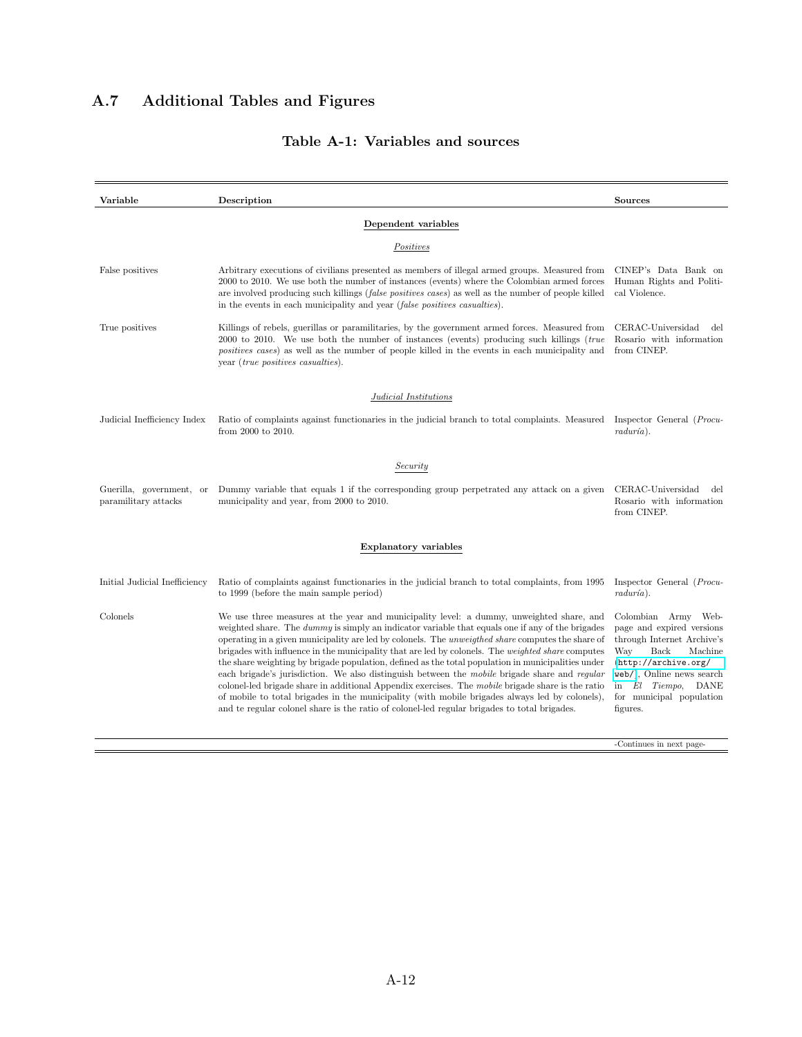## A.7 Additional Tables and Figures

### Table A-1: Variables and sources

| Variable | Description | Sources |
|---|---|---|
| | **Dependent variables** | |
| | *Positives* | |
| False positives | Arbitrary executions of civilians presented as members of illegal armed groups. Measured from 2000 to 2010. We use both the number of instances (events) where the Colombian armed forces are involved producing such killings (*false positives cases*) as well as the number of people killed in the events in each municipality and year (*false positives casualties*). | CINEP's Data Bank on Human Rights and Political Violence. |
| True positives | Killings of rebels, guerillas or paramilitaries, by the government armed forces. Measured from 2000 to 2010. We use both the number of instances (events) producing such killings (*true positives cases*) as well as the number of people killed in the events in each municipality and year (*true positives casualties*). | CERAC-Universidad del Rosario with information from CINEP. |
| | *Judicial Institutions* | |
| Judicial Inefficiency Index | Ratio of complaints against functionaries in the judicial branch to total complaints. Measured from 2000 to 2010. | Inspector General (*Procuraduría*). |
| | *Security* | |
| Guerilla, government, or paramilitary attacks | Dummy variable that equals 1 if the corresponding group perpetrated any attack on a given municipality and year, from 2000 to 2010. | CERAC-Universidad del Rosario with information from CINEP. |
| | **Explanatory variables** | |
| Initial Judicial Inefficiency | Ratio of complaints against functionaries in the judicial branch to total complaints, from 1995 to 1999 (before the main sample period) | Inspector General (*Procuraduría*). |
| Colonels | We use three measures at the year and municipality level: a dummy, unweighted share, and weighted share. The *dummy* is simply an indicator variable that equals one if any of the brigades operating in a given municipality are led by colonels. The *unweigthed share* computes the share of brigades with influence in the municipality that are led by colonels. The *weighted share* computes the share weighting by brigade population, defined as the total population in municipalities under each brigade's jurisdiction. We also distinguish between the *mobile* brigade share and *regular* colonel-led brigade share in additional Appendix exercises. The *mobile* brigade share is the ratio of mobile to total brigades in the municipality (with mobile brigades always led by colonels), and te regular colonel share is the ratio of colonel-led regular brigades to total brigades. | Colombian Army Webpage and expired versions through Internet Archive's Way Back Machine (http://archive.org/web/), Online news search in *El Tiempo*, DANE for municipal population figures. |

-Continues in next page-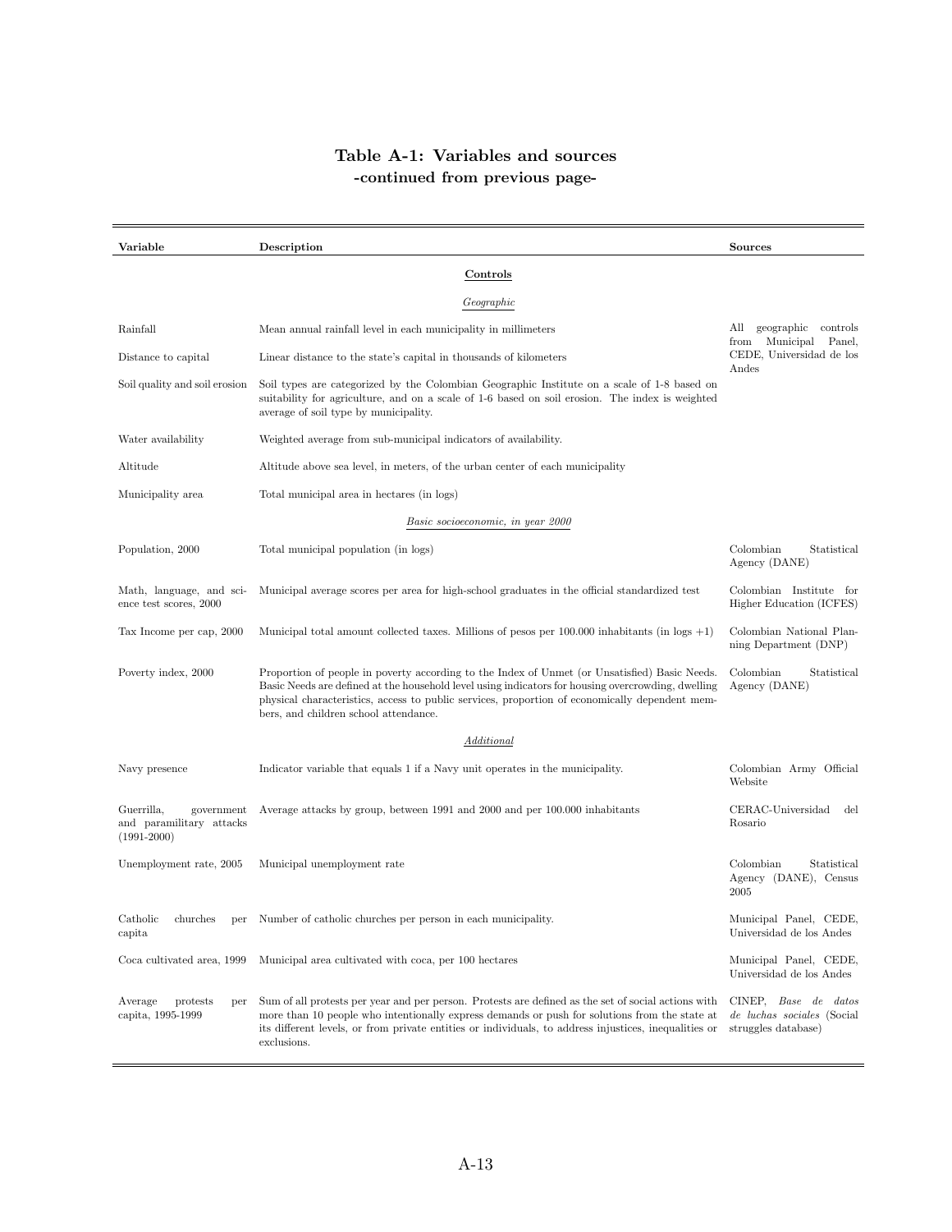# Table A-1: Variables and sources
## -continued from previous page-

| Variable | Description | Sources |
|---|---|---|
| | **Controls** | |
| | *Geographic* | |
| Rainfall | Mean annual rainfall level in each municipality in millimeters | All geographic controls from Municipal Panel, CEDE, Universidad de los Andes |
| Distance to capital | Linear distance to the state's capital in thousands of kilometers | |
| Soil quality and soil erosion | Soil types are categorized by the Colombian Geographic Institute on a scale of 1-8 based on suitability for agriculture, and on a scale of 1-6 based on soil erosion. The index is weighted average of soil type by municipality. | |
| Water availability | Weighted average from sub-municipal indicators of availability. | |
| Altitude | Altitude above sea level, in meters, of the urban center of each municipality | |
| Municipality area | Total municipal area in hectares (in logs) | |
| | *Basic socioeconomic, in year 2000* | |
| Population, 2000 | Total municipal population (in logs) | Colombian Statistical Agency (DANE) |
| Math, language, and science test scores, 2000 | Municipal average scores per area for high-school graduates in the official standardized test | Colombian Institute for Higher Education (ICFES) |
| Tax Income per cap, 2000 | Municipal total amount collected taxes. Millions of pesos per 100.000 inhabitants (in logs +1) | Colombian National Planning Department (DNP) |
| Poverty index, 2000 | Proportion of people in poverty according to the Index of Unmet (or Unsatisfied) Basic Needs. Basic Needs are defined at the household level using indicators for housing overcrowding, dwelling physical characteristics, access to public services, proportion of economically dependent members, and children school attendance. | Colombian Statistical Agency (DANE) |
| | *Additional* | |
| Navy presence | Indicator variable that equals 1 if a Navy unit operates in the municipality. | Colombian Army Official Website |
| Guerrilla, government and paramilitary attacks (1991-2000) | Average attacks by group, between 1991 and 2000 and per 100.000 inhabitants | CERAC-Universidad del Rosario |
| Unemployment rate, 2005 | Municipal unemployment rate | Colombian Statistical Agency (DANE), Census 2005 |
| Catholic churches per capita | Number of catholic churches per person in each municipality. | Municipal Panel, CEDE, Universidad de los Andes |
| Coca cultivated area, 1999 | Municipal area cultivated with coca, per 100 hectares | Municipal Panel, CEDE, Universidad de los Andes |
| Average protests per capita, 1995-1999 | Sum of all protests per year and per person. Protests are defined as the set of social actions with more than 10 people who intentionally express demands or push for solutions from the state at its different levels, or from private entities or individuals, to address injustices, inequalities or exclusions. | CINEP, *Base de datos de luchas sociales* (Social struggles database) |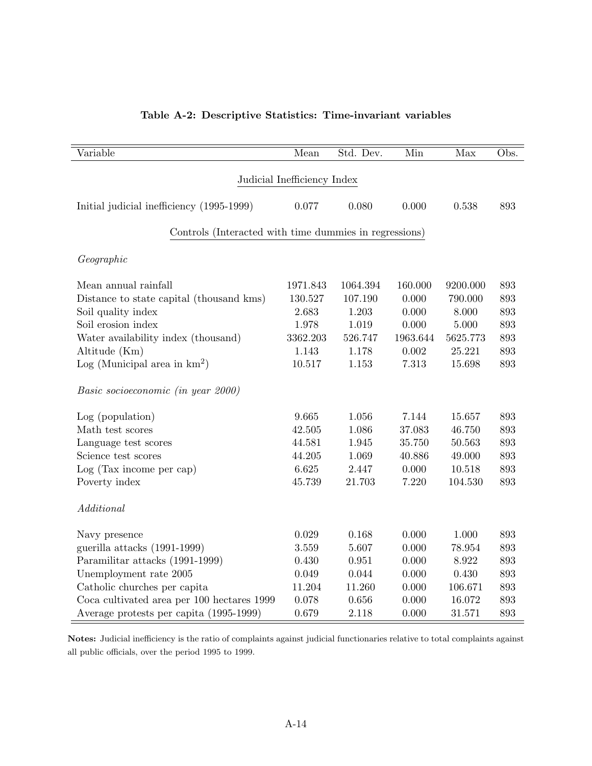**Table A-2: Descriptive Statistics: Time-invariant variables**

| Variable | Mean | Std. Dev. | Min | Max | Obs. |
|---|---|---|---|---|---|
| Judicial Inefficiency Index | | | | | |
| Initial judicial inefficiency (1995-1999) | 0.077 | 0.080 | 0.000 | 0.538 | 893 |
| Controls (Interacted with time dummies in regressions) | | | | | |
| *Geographic* | | | | | |
| Mean annual rainfall | 1971.843 | 1064.394 | 160.000 | 9200.000 | 893 |
| Distance to state capital (thousand kms) | 130.527 | 107.190 | 0.000 | 790.000 | 893 |
| Soil quality index | 2.683 | 1.203 | 0.000 | 8.000 | 893 |
| Soil erosion index | 1.978 | 1.019 | 0.000 | 5.000 | 893 |
| Water availability index (thousand) | 3362.203 | 526.747 | 1963.644 | 5625.773 | 893 |
| Altitude (Km) | 1.143 | 1.178 | 0.002 | 25.221 | 893 |
| Log (Municipal area in km$^2$) | 10.517 | 1.153 | 7.313 | 15.698 | 893 |
| *Basic socioeconomic (in year 2000)* | | | | | |
| Log (population) | 9.665 | 1.056 | 7.144 | 15.657 | 893 |
| Math test scores | 42.505 | 1.086 | 37.083 | 46.750 | 893 |
| Language test scores | 44.581 | 1.945 | 35.750 | 50.563 | 893 |
| Science test scores | 44.205 | 1.069 | 40.886 | 49.000 | 893 |
| Log (Tax income per cap) | 6.625 | 2.447 | 0.000 | 10.518 | 893 |
| Poverty index | 45.739 | 21.703 | 7.220 | 104.530 | 893 |
| *Additional* | | | | | |
| Navy presence | 0.029 | 0.168 | 0.000 | 1.000 | 893 |
| guerilla attacks (1991-1999) | 3.559 | 5.607 | 0.000 | 78.954 | 893 |
| Paramilitar attacks (1991-1999) | 0.430 | 0.951 | 0.000 | 8.922 | 893 |
| Unemployment rate 2005 | 0.049 | 0.044 | 0.000 | 0.430 | 893 |
| Catholic churches per capita | 11.204 | 11.260 | 0.000 | 106.671 | 893 |
| Coca cultivated area per 100 hectares 1999 | 0.078 | 0.656 | 0.000 | 16.072 | 893 |
| Average protests per capita (1995-1999) | 0.679 | 2.118 | 0.000 | 31.571 | 893 |

**Notes:** Judicial inefficiency is the ratio of complaints against judicial functionaries relative to total complaints against all public officials, over the period 1995 to 1999.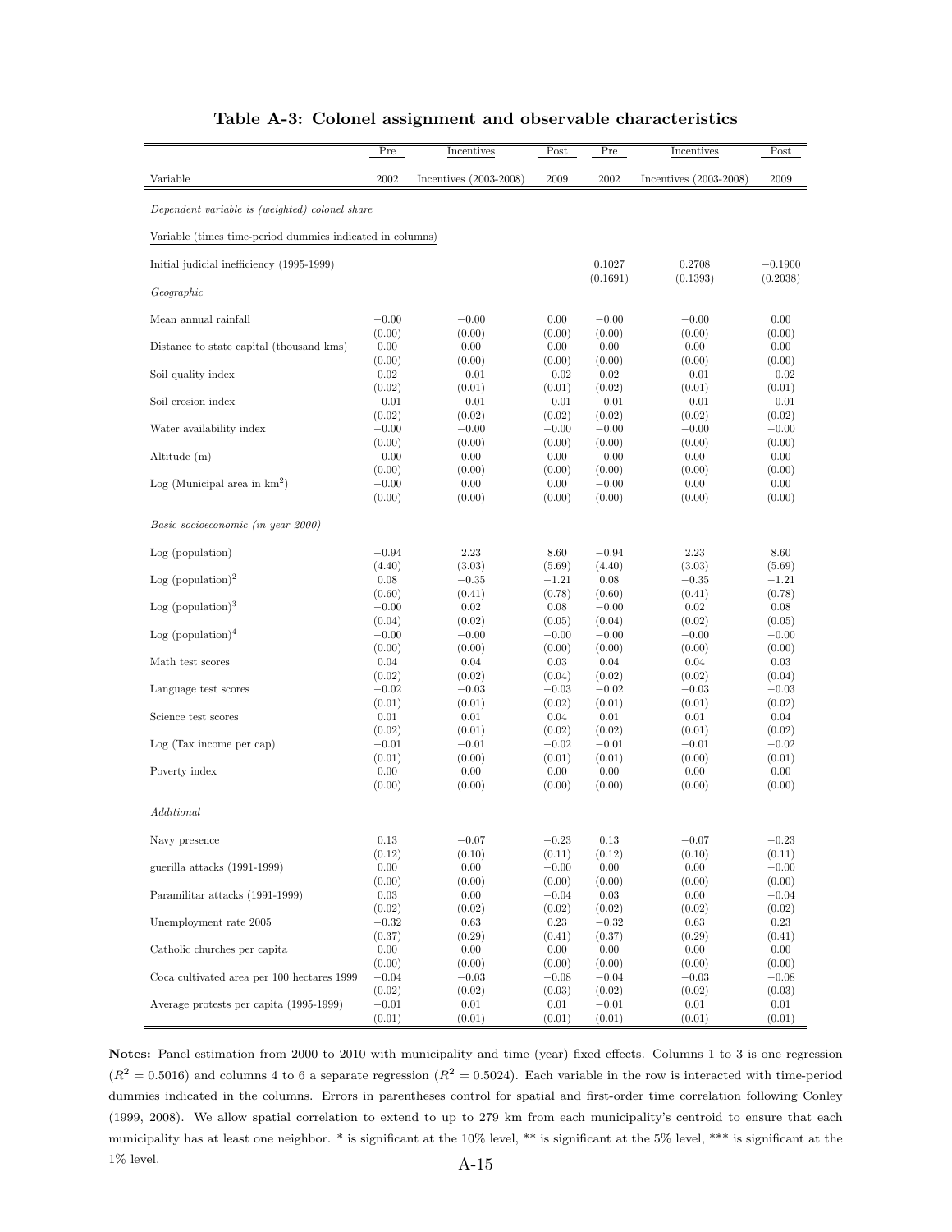**Table A-3: Colonel assignment and observable characteristics**

| Variable | Pre 2002 | Incentives Incentives (2003-2008) | Post 2009 | Pre 2002 | Incentives Incentives (2003-2008) | Post 2009 |
|---|---|---|---|---|---|---|
| *Dependent variable is (weighted) colonel share* | | | | | | |
| Variable (times time-period dummies indicated in columns) | | | | | | |
| Initial judicial inefficiency (1995-1999) | | | | 0.1027 | 0.2708 | −0.1900 |
| | | | | (0.1691) | (0.1393) | (0.2038) |
| *Geographic* | | | | | | |
| Mean annual rainfall | −0.00 | −0.00 | 0.00 | −0.00 | −0.00 | 0.00 |
| | (0.00) | (0.00) | (0.00) | (0.00) | (0.00) | (0.00) |
| Distance to state capital (thousand kms) | 0.00 | 0.00 | 0.00 | 0.00 | 0.00 | 0.00 |
| | (0.00) | (0.00) | (0.00) | (0.00) | (0.00) | (0.00) |
| Soil quality index | 0.02 | −0.01 | −0.02 | 0.02 | −0.01 | −0.02 |
| | (0.02) | (0.01) | (0.01) | (0.02) | (0.01) | (0.01) |
| Soil erosion index | −0.01 | −0.01 | −0.01 | −0.01 | −0.01 | −0.01 |
| | (0.02) | (0.02) | (0.02) | (0.02) | (0.02) | (0.02) |
| Water availability index | −0.00 | −0.00 | −0.00 | −0.00 | −0.00 | −0.00 |
| | (0.00) | (0.00) | (0.00) | (0.00) | (0.00) | (0.00) |
| Altitude (m) | −0.00 | 0.00 | 0.00 | −0.00 | 0.00 | 0.00 |
| | (0.00) | (0.00) | (0.00) | (0.00) | (0.00) | (0.00) |
| Log (Municipal area in km$^2$) | −0.00 | 0.00 | 0.00 | −0.00 | 0.00 | 0.00 |
| | (0.00) | (0.00) | (0.00) | (0.00) | (0.00) | (0.00) |
| *Basic socioeconomic (in year 2000)* | | | | | | |
| Log (population) | −0.94 | 2.23 | 8.60 | −0.94 | 2.23 | 8.60 |
| | (4.40) | (3.03) | (5.69) | (4.40) | (3.03) | (5.69) |
| Log (population)$^2$ | 0.08 | −0.35 | −1.21 | 0.08 | −0.35 | −1.21 |
| | (0.60) | (0.41) | (0.78) | (0.60) | (0.41) | (0.78) |
| Log (population)$^3$ | −0.00 | 0.02 | 0.08 | −0.00 | 0.02 | 0.08 |
| | (0.04) | (0.02) | (0.05) | (0.04) | (0.02) | (0.05) |
| Log (population)$^4$ | −0.00 | −0.00 | −0.00 | −0.00 | −0.00 | −0.00 |
| | (0.00) | (0.00) | (0.00) | (0.00) | (0.00) | (0.00) |
| Math test scores | 0.04 | 0.04 | 0.03 | 0.04 | 0.04 | 0.03 |
| | (0.02) | (0.02) | (0.04) | (0.02) | (0.02) | (0.04) |
| Language test scores | −0.02 | −0.03 | −0.03 | −0.02 | −0.03 | −0.03 |
| | (0.01) | (0.01) | (0.02) | (0.01) | (0.01) | (0.02) |
| Science test scores | 0.01 | 0.01 | 0.04 | 0.01 | 0.01 | 0.04 |
| | (0.02) | (0.01) | (0.02) | (0.02) | (0.01) | (0.02) |
| Log (Tax income per cap) | −0.01 | −0.01 | −0.02 | −0.01 | −0.01 | −0.02 |
| | (0.01) | (0.00) | (0.01) | (0.01) | (0.00) | (0.01) |
| Poverty index | 0.00 | 0.00 | 0.00 | 0.00 | 0.00 | 0.00 |
| | (0.00) | (0.00) | (0.00) | (0.00) | (0.00) | (0.00) |
| *Additional* | | | | | | |
| Navy presence | 0.13 | −0.07 | −0.23 | 0.13 | −0.07 | −0.23 |
| | (0.12) | (0.10) | (0.11) | (0.12) | (0.10) | (0.11) |
| guerilla attacks (1991-1999) | 0.00 | 0.00 | −0.00 | 0.00 | 0.00 | −0.00 |
| | (0.00) | (0.00) | (0.00) | (0.00) | (0.00) | (0.00) |
| Paramilitar attacks (1991-1999) | 0.03 | 0.00 | −0.04 | 0.03 | 0.00 | −0.04 |
| | (0.02) | (0.02) | (0.02) | (0.02) | (0.02) | (0.02) |
| Unemployment rate 2005 | −0.32 | 0.63 | 0.23 | −0.32 | 0.63 | 0.23 |
| | (0.37) | (0.29) | (0.41) | (0.37) | (0.29) | (0.41) |
| Catholic churches per capita | 0.00 | 0.00 | 0.00 | 0.00 | 0.00 | 0.00 |
| | (0.00) | (0.00) | (0.00) | (0.00) | (0.00) | (0.00) |
| Coca cultivated area per 100 hectares 1999 | −0.04 | −0.03 | −0.08 | −0.04 | −0.03 | −0.08 |
| | (0.02) | (0.02) | (0.03) | (0.02) | (0.02) | (0.03) |
| Average protests per capita (1995-1999) | −0.01 | 0.01 | 0.01 | −0.01 | 0.01 | 0.01 |
| | (0.01) | (0.01) | (0.01) | (0.01) | (0.01) | (0.01) |

**Notes:** Panel estimation from 2000 to 2010 with municipality and time (year) fixed effects. Columns 1 to 3 is one regression ($R^2 = 0.5016$) and columns 4 to 6 a separate regression ($R^2 = 0.5024$). Each variable in the row is interacted with time-period dummies indicated in the columns. Errors in parentheses control for spatial and first-order time correlation following Conley (1999, 2008). We allow spatial correlation to extend to up to 279 km from each municipality's centroid to ensure that each municipality has at least one neighbor. * is significant at the 10% level, ** is significant at the 5% level, *** is significant at the 1% level.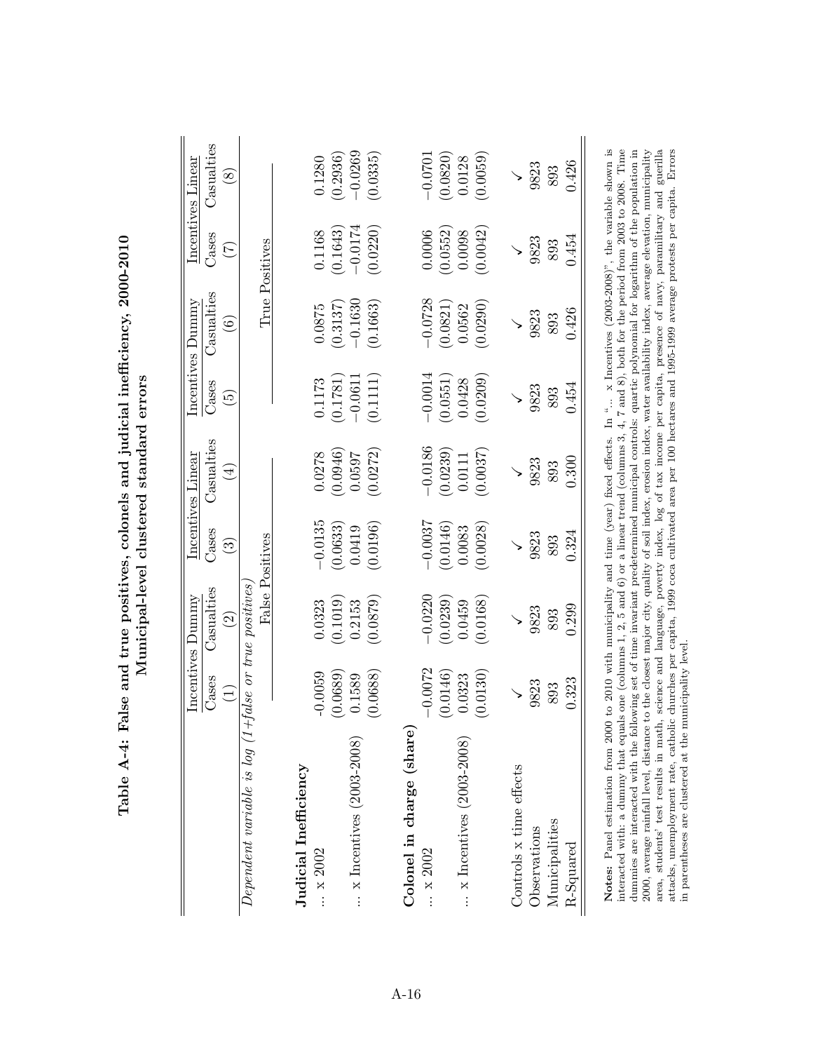**Table A-4: False and true positives, colonels and judicial inefficiency, 2000-2010**
**Municipal-level clustered standard errors**

| | Incentives Dummy | | Incentives Linear | | Incentives Dummy | | Incentives Linear | |
|---|---|---|---|---|---|---|---|---|
| | Cases | Casualties | Cases | Casualties | Cases | Casualties | Cases | Casualties |
| | (1) | (2) | (3) | (4) | (5) | (6) | (7) | (8) |
| *Dependent variable is log (1+false or true positives)* | | | | | | | | |
| | False Positives | | | | True Positives | | | |
| **Judicial Inefficiency** | | | | | | | | |
| ... x 2002 | -0.0059 | 0.0323 | −0.0135 | 0.0278 | 0.1173 | 0.0875 | 0.1168 | 0.1280 |
| | (0.0689) | (0.1019) | (0.0633) | (0.0946) | (0.1781) | (0.3137) | (0.1643) | (0.2936) |
| ... x Incentives (2003-2008) | 0.1589 | 0.2153 | 0.0419 | 0.0597 | −0.0611 | −0.1630 | −0.0174 | −0.0269 |
| | (0.0688) | (0.0879) | (0.0196) | (0.0272) | (0.1111) | (0.1663) | (0.0220) | (0.0335) |
| **Colonel in charge (share)** | | | | | | | | |
| ... x 2002 | −0.0072 | −0.0220 | −0.0037 | −0.0186 | −0.0014 | −0.0728 | 0.0006 | −0.0701 |
| | (0.0146) | (0.0239) | (0.0146) | (0.0239) | (0.0551) | (0.0821) | (0.0552) | (0.0820) |
| ... x Incentives (2003-2008) | 0.0323 | 0.0459 | 0.0083 | 0.0111 | 0.0428 | 0.0562 | 0.0098 | 0.0128 |
| | (0.0130) | (0.0168) | (0.0028) | (0.0037) | (0.0209) | (0.0290) | (0.0042) | (0.0059) |
| Controls x time effects | ✓ | ✓ | ✓ | ✓ | ✓ | ✓ | ✓ | ✓ |
| Observations | 9823 | 9823 | 9823 | 9823 | 9823 | 9823 | 9823 | 9823 |
| Municipalities | 893 | 893 | 893 | 893 | 893 | 893 | 893 | 893 |
| R-Squared | 0.323 | 0.299 | 0.324 | 0.300 | 0.454 | 0.426 | 0.454 | 0.426 |

**Notes:** Panel estimation from 2000 to 2010 with municipality and time (year) fixed effects. In "... x Incentives (2003-2008)", the variable shown is interacted with: a dummy that equals one (columns 1, 2, 5 and 6) or a linear trend (columns 3, 4, 7 and 8), both for the period from 2003 to 2008. Time dummies are interacted with the following set of time invariant predetermined municipal controls: quartic polynomial for logarithm of the population in 2000, average rainfall level, distance to the closest major city, quality of soil index, erosion index, water availability index, average elevation, municipality area, students' test results in math, science and language, poverty index, log of tax income per capita, presence of navy, paramilitary and guerilla attacks, unemployment rate, catholic churches per capita, 1999 coca cultivated area per 100 hectares and 1995-1999 average protests per capita. Errors in parentheses are clustered at the municipality level.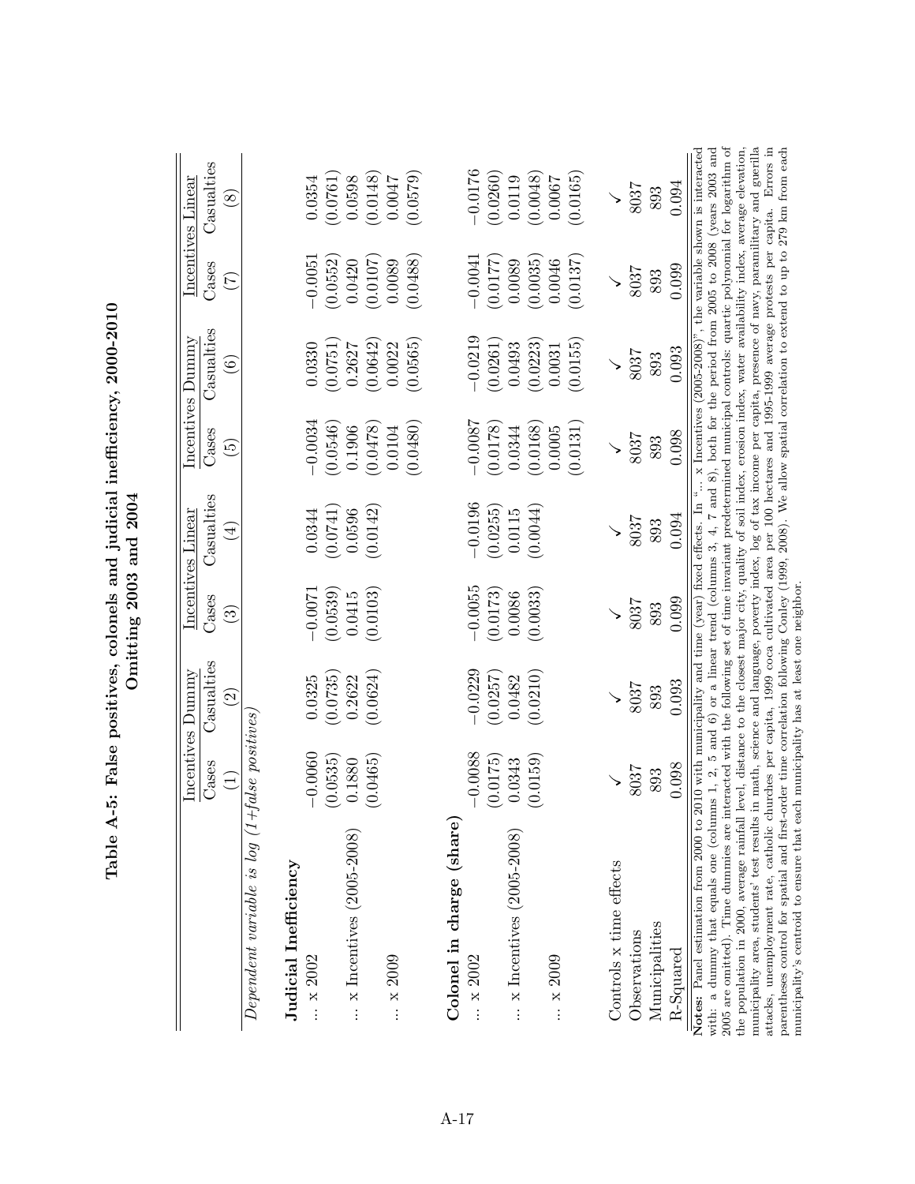# Table A-5: False positives, colonels and judicial inefficiency, 2000-2010
## Omitting 2003 and 2004

| | Incentives Dummy | | Incentives Linear | | Incentives Dummy | | Incentives Linear | |
|---|---|---|---|---|---|---|---|---|
| | Cases | Casualties | Cases | Casualties | Cases | Casualties | Cases | Casualties |
| | (1) | (2) | (3) | (4) | (5) | (6) | (7) | (8) |
| *Dependent variable is log (1+false positives)* | | | | | | | | |
| **Judicial Inefficiency** | | | | | | | | |
| ... x 2002 | −0.0060 | 0.0325 | −0.0071 | 0.0344 | −0.0034 | 0.0330 | −0.0051 | 0.0354 |
| | (0.0535) | (0.0735) | (0.0539) | (0.0741) | (0.0546) | (0.0751) | (0.0552) | (0.0761) |
| ... x Incentives (2005-2008) | 0.1880 | 0.2622 | 0.0415 | 0.0596 | 0.1906 | 0.2627 | 0.0420 | 0.0598 |
| | (0.0465) | (0.0624) | (0.0103) | (0.0142) | (0.0478) | (0.0642) | (0.0107) | (0.0148) |
| ... x 2009 | | | | | 0.0104 | 0.0022 | 0.0089 | 0.0047 |
| | | | | | (0.0480) | (0.0565) | (0.0488) | (0.0579) |
| **Colonel in charge (share)** | | | | | | | | |
| ... x 2002 | −0.0088 | −0.0229 | −0.0055 | −0.0196 | −0.0087 | −0.0219 | −0.0041 | −0.0176 |
| | (0.0175) | (0.0257) | (0.0173) | (0.0255) | (0.0178) | (0.0261) | (0.0177) | (0.0260) |
| ... x Incentives (2005-2008) | 0.0343 | 0.0482 | 0.0086 | 0.0115 | 0.0344 | 0.0493 | 0.0089 | 0.0119 |
| | (0.0159) | (0.0210) | (0.0033) | (0.0044) | (0.0168) | (0.0223) | (0.0035) | (0.0048) |
| ... x 2009 | | | | | 0.0005 | 0.0031 | 0.0046 | 0.0067 |
| | | | | | (0.0131) | (0.0155) | (0.0137) | (0.0165) |
| Controls x time effects | ✓ | ✓ | ✓ | ✓ | ✓ | ✓ | ✓ | ✓ |
| Observations | 8037 | 8037 | 8037 | 8037 | 8037 | 8037 | 8037 | 8037 |
| Municipalities | 893 | 893 | 893 | 893 | 893 | 893 | 893 | 893 |
| R-Squared | 0.098 | 0.093 | 0.099 | 0.094 | 0.098 | 0.093 | 0.099 | 0.094 |

**Notes:** Panel estimation from 2000 to 2010 with municipality and time (year) fixed effects. In "... x Incentives (2005-2008)", the variable shown is interacted with: a dummy that equals one (columns 1, 2, 5 and 6) or a linear trend (columns 3, 4, 7 and 8), both for the period from 2005 to 2008 (years 2003 and 2005 are omitted). Time dummies are interacted with the following set of time invariant predetermined municipal controls: quartic polynomial for logarithm of the population in 2000, average rainfall level, distance to the closest major city, quality of soil index, erosion index, water availability index, average elevation, municipality area, students' test results in math, science and language, poverty index, log of tax income per capita, presence of navy, paramilitary and guerilla attacks, unemployment rate, catholic churches per capita, 1999 coca cultivated area per 100 hectares and 1995-1999 average protests per capita. Errors in parentheses control for spatial and first-order time correlation following Conley (1999, 2008). We allow spatial correlation to extend to up to 279 km from each municipality's centroid to ensure that each municipality has at least one neighbor.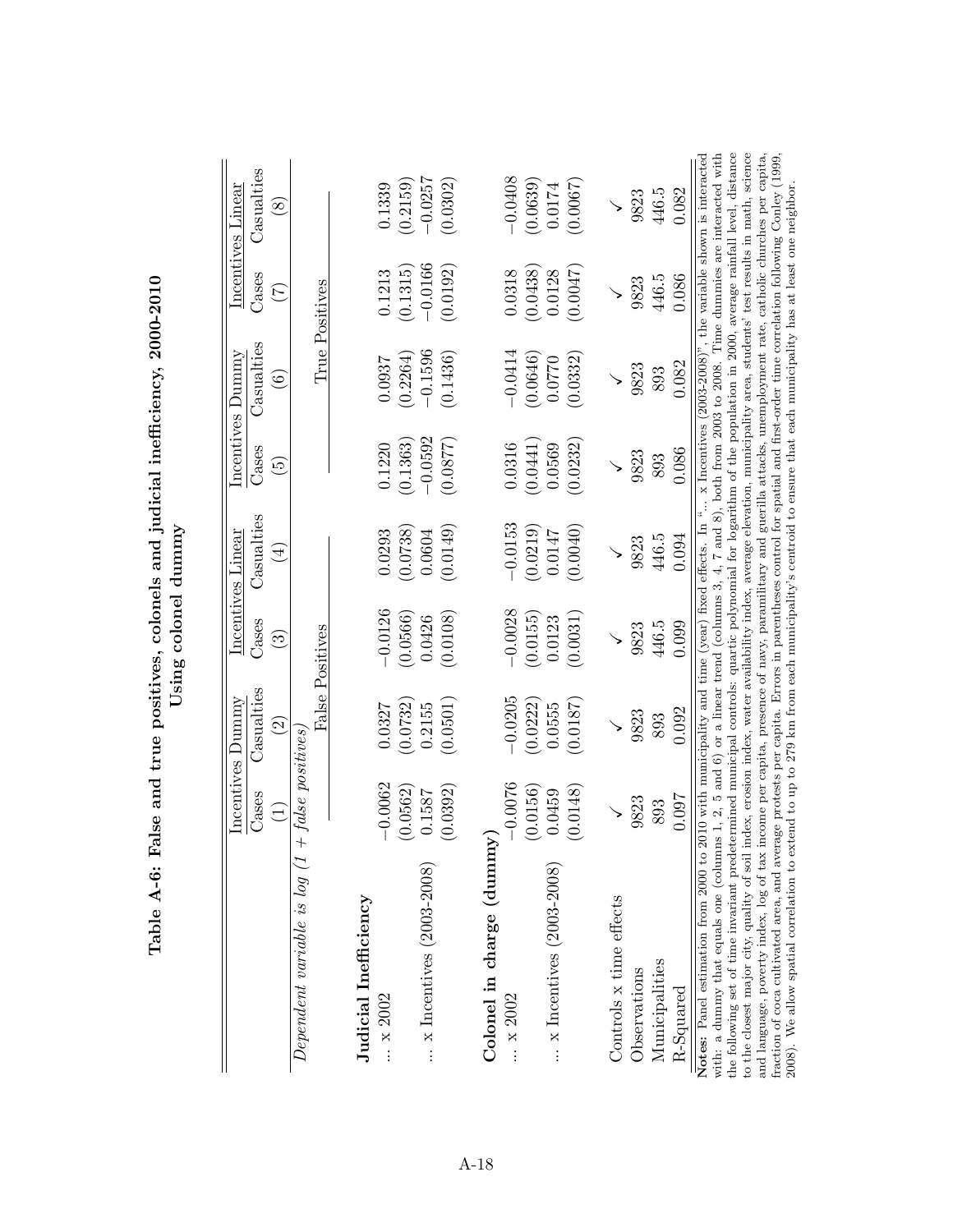# Table A-6: False and true positives, colonels and judicial inefficiency, 2000-2010

## Using colonel dummy

| | Incentives Dummy | | Incentives Linear | | Incentives Dummy | | Incentives Linear | |
|---|---|---|---|---|---|---|---|---|
| | Cases | Casualties | Cases | Casualties | Cases | Casualties | Cases | Casualties |
| | (1) | (2) | (3) | (4) | (5) | (6) | (7) | (8) |
| *Dependent variable is log (1 + false positives)* | | | | | | | | |
| | False Positives | | | | True Positives | | | |
| **Judicial Inefficiency** | | | | | | | | |
| ... x 2002 | −0.0062 | 0.0327 | −0.0126 | 0.0293 | 0.1220 | 0.0937 | 0.1213 | 0.1339 |
| | (0.0562) | (0.0732) | (0.0566) | (0.0738) | (0.1363) | (0.2264) | (0.1315) | (0.2159) |
| ... x Incentives (2003-2008) | 0.1587 | 0.2155 | 0.0426 | 0.0604 | −0.0592 | −0.1596 | −0.0166 | −0.0257 |
| | (0.0392) | (0.0501) | (0.0108) | (0.0149) | (0.0877) | (0.1436) | (0.0192) | (0.0302) |
| **Colonel in charge (dummy)** | | | | | | | | |
| ... x 2002 | −0.0076 | −0.0205 | −0.0028 | −0.0153 | 0.0316 | −0.0414 | 0.0318 | −0.0408 |
| | (0.0156) | (0.0222) | (0.0155) | (0.0219) | (0.0441) | (0.0646) | (0.0438) | (0.0639) |
| ... x Incentives (2003-2008) | 0.0459 | 0.0555 | 0.0123 | 0.0147 | 0.0569 | 0.0770 | 0.0128 | 0.0174 |
| | (0.0148) | (0.0187) | (0.0031) | (0.0040) | (0.0232) | (0.0332) | (0.0047) | (0.0067) |
| Controls x time effects | ✓ | ✓ | ✓ | ✓ | ✓ | ✓ | ✓ | ✓ |
| Observations | 9823 | 9823 | 9823 | 9823 | 9823 | 9823 | 9823 | 9823 |
| Municipalities | 893 | 893 | 446.5 | 446.5 | 893 | 893 | 446.5 | 446.5 |
| R-Squared | 0.097 | 0.092 | 0.099 | 0.094 | 0.086 | 0.082 | 0.086 | 0.082 |

**Notes:** Panel estimation from 2000 to 2010 with municipality and time (year) fixed effects. In "... x Incentives (2003-2008)", the variable shown is interacted with: a dummy that equals one (columns 1, 2, 5 and 6) or a linear trend (columns 3, 4, 7 and 8), both from 2003 to 2008. Time dummies are interacted with the following set of time invariant predetermined municipal controls: quartic polynomial for logarithm of the population in 2000, average rainfall level, distance to the closest major city, quality of soil index, erosion index, water availability index, average elevation, municipality area, students' test results in math, science and language, poverty index, log of tax income per capita, presence of navy, paramilitary and guerilla attacks, unemployment rate, catholic churches per capita, fraction of coca cultivated area, and average protests per capita. Errors in parentheses control for spatial and first-order time correlation following Conley (1999, 2008). We allow spatial correlation to extend to up to 279 km from each municipality's centroid to ensure that each municipality has at least one neighbor.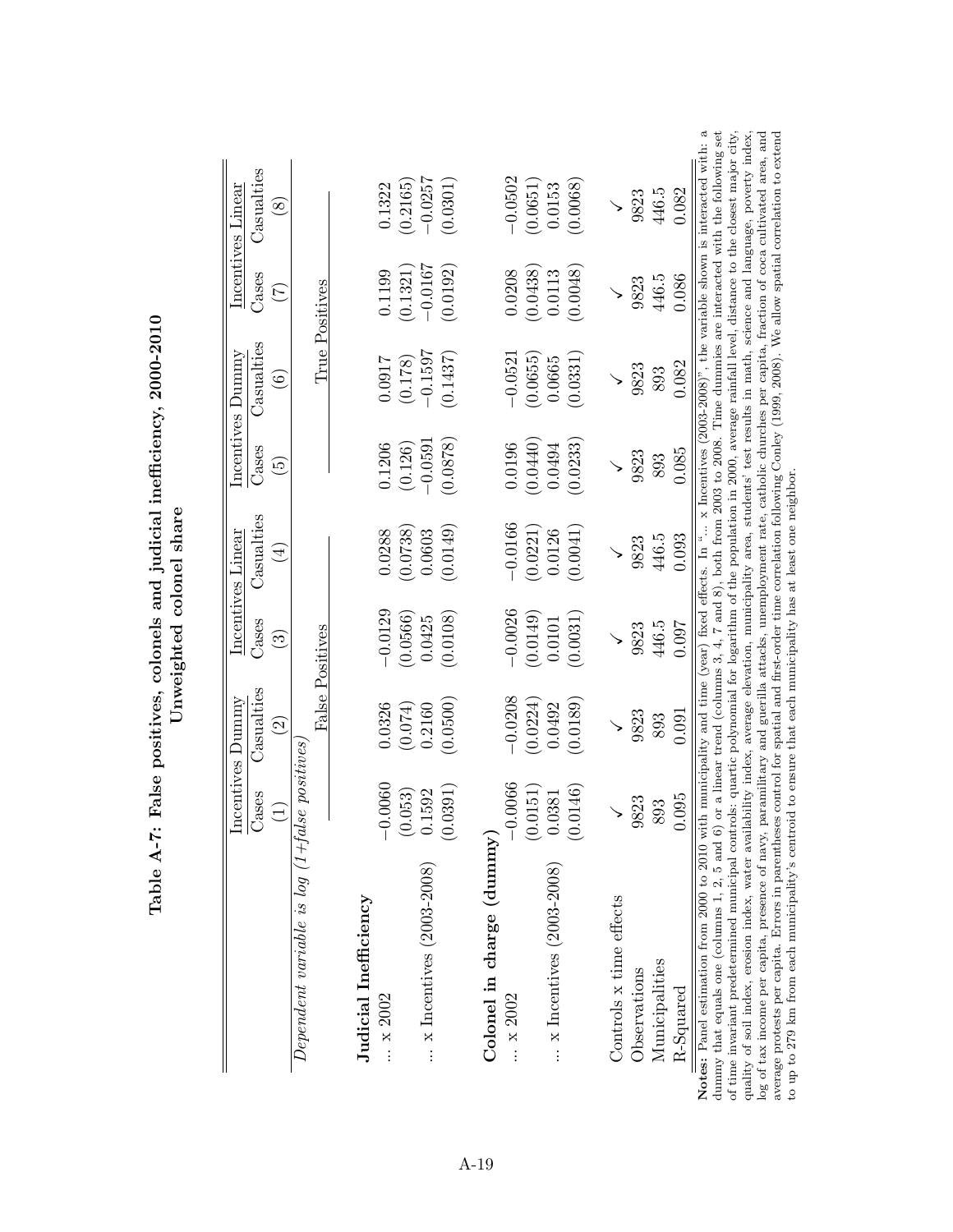# Table A-7: False positives, colonels and judicial inefficiency, 2000-2010

## Unweighted colonel share

| | Incentives Dummy | | Incentives Linear | | Incentives Dummy | | Incentives Linear | |
|---|---|---|---|---|---|---|---|---|
| | Cases | Casualties | Cases | Casualties | Cases | Casualties | Cases | Casualties |
| | (1) | (2) | (3) | (4) | (5) | (6) | (7) | (8) |
| *Dependent variable is log (1+false positives)* | | | | | | | | |
| | False Positives | | | | True Positives | | | |
| **Judicial Inefficiency** | | | | | | | | |
| ... x 2002 | −0.0060 | 0.0326 | −0.0129 | 0.0288 | 0.1206 | 0.0917 | 0.1199 | 0.1322 |
| | (0.053) | (0.074) | (0.0566) | (0.0738) | (0.126) | (0.178) | (0.1321) | (0.2165) |
| ... x Incentives (2003-2008) | 0.1592 | 0.2160 | 0.0425 | 0.0603 | −0.0591 | −0.1597 | −0.0167 | −0.0257 |
| | (0.0391) | (0.0500) | (0.0108) | (0.0149) | (0.0878) | (0.1437) | (0.0192) | (0.0301) |
| **Colonel in charge (dummy)** | | | | | | | | |
| ... x 2002 | −0.0066 | −0.0208 | −0.0026 | −0.0166 | 0.0196 | −0.0521 | 0.0208 | −0.0502 |
| | (0.0151) | (0.0224) | (0.0149) | (0.0221) | (0.0440) | (0.0655) | (0.0438) | (0.0651) |
| ... x Incentives (2003-2008) | 0.0381 | 0.0492 | 0.0101 | 0.0126 | 0.0494 | 0.0665 | 0.0113 | 0.0153 |
| | (0.0146) | (0.0189) | (0.0031) | (0.0041) | (0.0233) | (0.0331) | (0.0048) | (0.0068) |
| Controls x time effects | ✓ | ✓ | ✓ | ✓ | ✓ | ✓ | ✓ | ✓ |
| Observations | 9823 | 9823 | 9823 | 9823 | 9823 | 9823 | 9823 | 9823 |
| Municipalities | 893 | 893 | 446.5 | 446.5 | 893 | 893 | 446.5 | 446.5 |
| R-Squared | 0.095 | 0.091 | 0.097 | 0.093 | 0.085 | 0.082 | 0.086 | 0.082 |

**Notes:** Panel estimation from 2000 to 2010 with municipality and time (year) fixed effects. In "... x Incentives (2003-2008)", the variable shown is interacted with: a dummy that equals one (columns 1, 2, 5 and 6) or a linear trend (columns 3, 4, 7 and 8), both from 2003 to 2008. Time dummies are interacted with the following set of time invariant predetermined municipal controls: quartic polynomial for logarithm of the population in 2000, average rainfall level, distance to the closest major city, quality of soil index, erosion index, water availability index, average elevation, municipality area, students' test results in math, science and language, poverty index, log of tax income per capita, presence of navy, paramilitary and guerilla attacks, unemployment rate, catholic churches per capita, fraction of coca cultivated area, and average protests per capita. Errors in parentheses control for spatial and first-order time correlation following Conley (1999, 2008). We allow spatial correlation to extend to up to 279 km from each municipality's centroid to ensure that each municipality has at least one neighbor.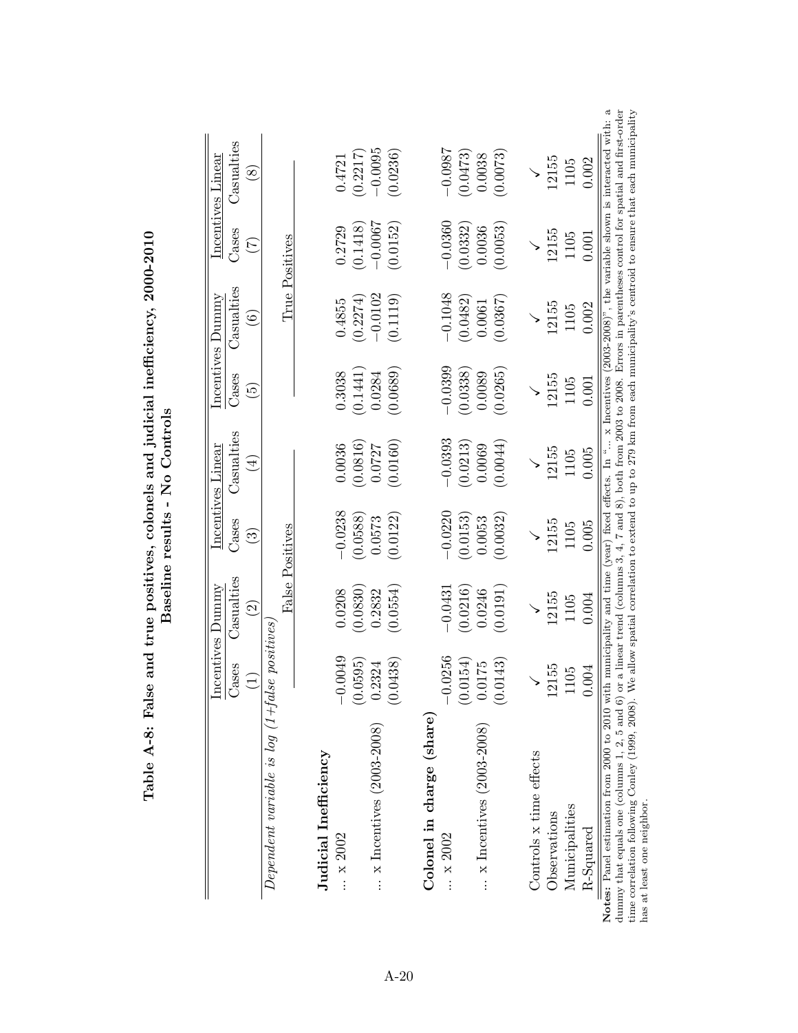# Table A-8: False and true positives, colonels and judicial inefficiency, 2000-2010

## Baseline results - No Controls

| | Incentives Dummy | | Incentives Linear | | Incentives Dummy | | Incentives Linear | |
|---|---|---|---|---|---|---|---|---|
| | Cases | Casualties | Cases | Casualties | Cases | Casualties | Cases | Casualties |
| | (1) | (2) | (3) | (4) | (5) | (6) | (7) | (8) |
| *Dependent variable is log (1+false positives)* | | | | | | | | |
| | False Positives | | | | True Positives | | | |
| **Judicial Inefficiency** | | | | | | | | |
| ... x 2002 | −0.0049 | 0.0208 | −0.0238 | 0.0036 | 0.3038 | 0.4855 | 0.2729 | 0.4721 |
| | (0.0595) | (0.0830) | (0.0588) | (0.0816) | (0.1441) | (0.2274) | (0.1418) | (0.2217) |
| ... x Incentives (2003-2008) | 0.2324 | 0.2832 | 0.0573 | 0.0727 | 0.0284 | −0.0102 | −0.0067 | −0.0095 |
| | (0.0438) | (0.0554) | (0.0122) | (0.0160) | (0.0689) | (0.1119) | (0.0152) | (0.0236) |
| **Colonel in charge (share)** | | | | | | | | |
| ... x 2002 | −0.0256 | −0.0431 | −0.0220 | −0.0393 | −0.0399 | −0.1048 | −0.0360 | −0.0987 |
| | (0.0154) | (0.0216) | (0.0153) | (0.0213) | (0.0338) | (0.0482) | (0.0332) | (0.0473) |
| ... x Incentives (2003-2008) | 0.0175 | 0.0246 | 0.0053 | 0.0069 | 0.0089 | 0.0061 | 0.0036 | 0.0038 |
| | (0.0143) | (0.0191) | (0.0032) | (0.0044) | (0.0265) | (0.0367) | (0.0053) | (0.0073) |
| Controls x time effects | ✓ | ✓ | ✓ | ✓ | ✓ | ✓ | ✓ | ✓ |
| Observations | 12155 | 12155 | 12155 | 12155 | 12155 | 12155 | 12155 | 12155 |
| Municipalities | 1105 | 1105 | 1105 | 1105 | 1105 | 1105 | 1105 | 1105 |
| R-Squared | 0.004 | 0.004 | 0.005 | 0.005 | 0.001 | 0.002 | 0.001 | 0.002 |

**Notes:** Panel estimation from 2000 to 2010 with municipality and time (year) fixed effects. In "... x Incentives (2003-2008)", the variable shown is interacted with: a dummy that equals one (columns 1, 2, 5 and 6) or a linear trend (columns 3, 4, 7 and 8), both from 2003 to 2008. Errors in parentheses control for spatial and first-order time correlation following Conley (1999, 2008). We allow spatial correlation to extend to up to 279 km from each municipality's centroid to ensure that each municipality has at least one neighbor.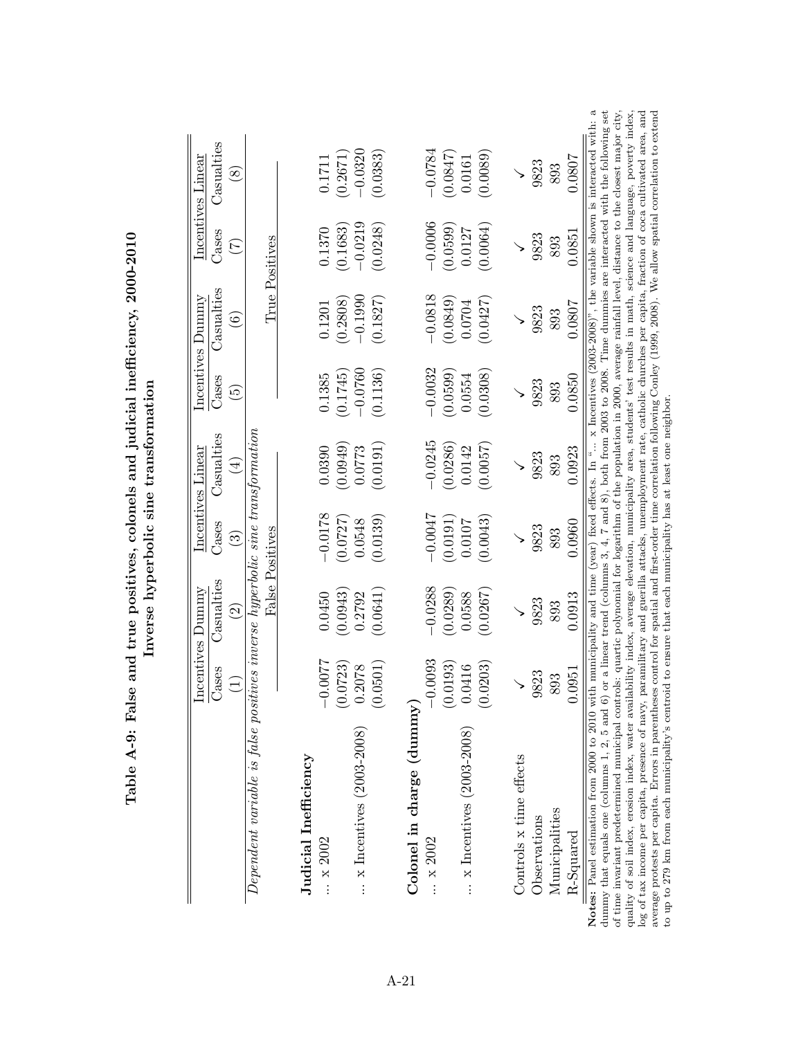# Table A-9: False and true positives, colonels and judicial inefficiency, 2000-2010

**Inverse hyperbolic sine transformation**

| | Incentives Dummy | | Incentives Linear | | Incentives Dummy | | Incentives Linear | |
|---|---|---|---|---|---|---|---|---|
| | Cases | Casualties | Cases | Casualties | Cases | Casualties | Cases | Casualties |
| | (1) | (2) | (3) | (4) | (5) | (6) | (7) | (8) |
| *Dependent variable is false positives inverse hyperbolic sine transformation* | False Positives | | | | True Positives | | | |
| **Judicial Inefficiency** | | | | | | | | |
| ... x 2002 | −0.0077 | 0.0450 | −0.0178 | 0.0390 | 0.1385 | 0.1201 | 0.1370 | 0.1711 |
| | (0.0723) | (0.0943) | (0.0727) | (0.0949) | (0.1745) | (0.2808) | (0.1683) | (0.2671) |
| ... x Incentives (2003-2008) | 0.2078 | 0.2792 | 0.0548 | 0.0773 | −0.0760 | −0.1990 | −0.0219 | −0.0320 |
| | (0.0501) | (0.0641) | (0.0139) | (0.0191) | (0.1136) | (0.1827) | (0.0248) | (0.0383) |
| **Colonel in charge (dummy)** | | | | | | | | |
| ... x 2002 | −0.0093 | −0.0288 | −0.0047 | −0.0245 | −0.0032 | −0.0818 | −0.0006 | −0.0784 |
| | (0.0193) | (0.0289) | (0.0191) | (0.0286) | (0.0599) | (0.0849) | (0.0599) | (0.0847) |
| ... x Incentives (2003-2008) | 0.0416 | 0.0588 | 0.0107 | 0.0142 | 0.0554 | 0.0704 | 0.0127 | 0.0161 |
| | (0.0203) | (0.0267) | (0.0043) | (0.0057) | (0.0308) | (0.0427) | (0.0064) | (0.0089) |
| Controls x time effects | ✓ | ✓ | ✓ | ✓ | ✓ | ✓ | ✓ | ✓ |
| Observations | 9823 | 9823 | 9823 | 9823 | 9823 | 9823 | 9823 | 9823 |
| Municipalities | 893 | 893 | 893 | 893 | 893 | 893 | 893 | 893 |
| R-Squared | 0.0951 | 0.0913 | 0.0960 | 0.0923 | 0.0850 | 0.0807 | 0.0851 | 0.0807 |

**Notes:** Panel estimation from 2000 to 2010 with municipality and time (year) fixed effects. In "... x Incentives (2003-2008)", the variable shown is interacted with: a dummy that equals one (columns 1, 2, 5 and 6) or a linear trend (columns 3, 4, 7 and 8), both from 2003 to 2008. Time dummies are interacted with the following set of time invariant predetermined municipal controls: quartic polynomial for logarithm of the population in 2000, average rainfall level, distance to the closest major city, quality of soil index, erosion index, water availability index, average elevation, municipality area, students' test results in math, science and language, poverty index, log of tax income per capita, presence of navy, paramilitary and guerilla attacks, unemployment rate, catholic churches per capita, fraction of coca cultivated area, and average protests per capita. Errors in parentheses control for spatial and first-order time correlation following Conley (1999, 2008). We allow spatial correlation to extend to up to 279 km from each municipality's centroid to ensure that each municipality has at least one neighbor.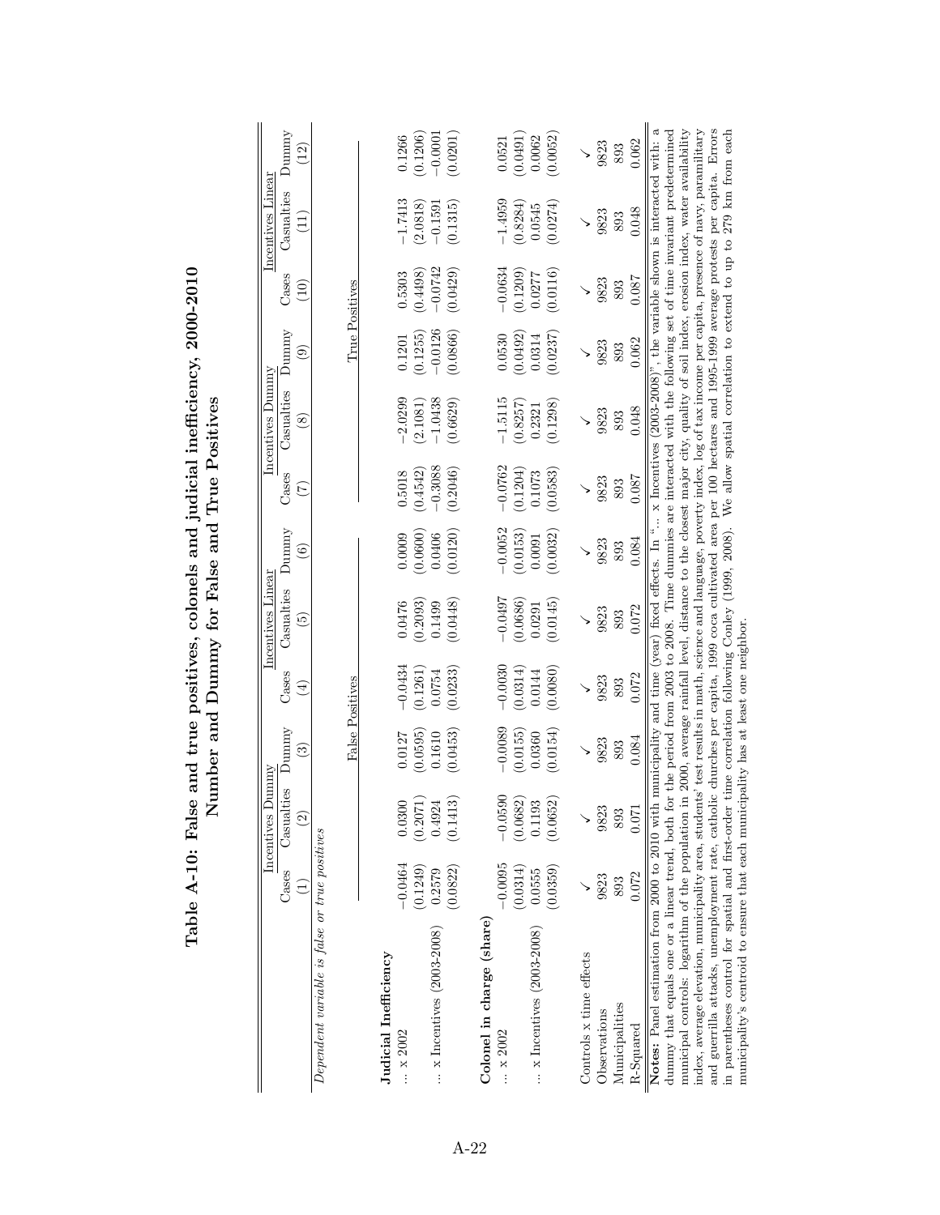# Table A-10: False and true positives, colonels and judicial inefficiency, 2000-2010 Number and Dummy for False and True Positives

| | Incentives Dummy | | | Incentives Linear | | | Incentives Dummy | | | Incentives Linear | | |
|---|---|---|---|---|---|---|---|---|---|---|---|---|
| | Cases | Casualties | Dummy | Cases | Casualties | Dummy | Cases | Casualties | Dummy | Cases | Casualties | Dummy |
| | (1) | (2) | (3) | (4) | (5) | (6) | (7) | (8) | (9) | (10) | (11) | (12) |
| *Dependent variable is false or true positives* | | | | | | | | | | | | |
| | False Positives | | | | | | True Positives | | | | | |
| **Judicial Inefficiency** | | | | | | | | | | | | |
| ... x 2002 | −0.0464 | 0.0300 | 0.0127 | −0.0434 | 0.0476 | 0.0009 | 0.5018 | −2.0299 | 0.1201 | 0.5303 | −1.7413 | 0.1266 |
| | (0.1249) | (0.2071) | (0.0595) | (0.1261) | (0.2093) | (0.0600) | (0.4542) | (2.1081) | (0.1255) | (0.4498) | (2.0818) | (0.1206) |
| ... x Incentives (2003-2008) | 0.2579 | 0.4924 | 0.1610 | 0.0754 | 0.1499 | 0.0406 | −0.3088 | −1.0438 | −0.0126 | −0.0742 | −0.1591 | −0.0001 |
| | (0.0822) | (0.1413) | (0.0453) | (0.0233) | (0.0448) | (0.0120) | (0.2046) | (0.6629) | (0.0866) | (0.0429) | (0.1315) | (0.0201) |
| **Colonel in charge (share)** | | | | | | | | | | | | |
| ... x 2002 | −0.0095 | −0.0590 | −0.0089 | −0.0030 | −0.0497 | −0.0052 | −0.0762 | −1.5115 | 0.0530 | −0.0634 | −1.4959 | 0.0521 |
| | (0.0314) | (0.0682) | (0.0155) | (0.0314) | (0.0686) | (0.0153) | (0.1204) | (0.8257) | (0.0492) | (0.1209) | (0.8284) | (0.0491) |
| ... x Incentives (2003-2008) | 0.0555 | 0.1193 | 0.0360 | 0.0144 | 0.0291 | 0.0091 | 0.1073 | 0.2321 | 0.0314 | 0.0277 | 0.0545 | 0.0062 |
| | (0.0359) | (0.0652) | (0.0154) | (0.0080) | (0.0145) | (0.0032) | (0.0583) | (0.1298) | (0.0237) | (0.0116) | (0.0274) | (0.0052) |
| Controls x time effects | ✓ | ✓ | ✓ | ✓ | ✓ | ✓ | ✓ | ✓ | ✓ | ✓ | ✓ | ✓ |
| Observations | 9823 | 9823 | 9823 | 9823 | 9823 | 9823 | 9823 | 9823 | 9823 | 9823 | 9823 | 9823 |
| Municipalities | 893 | 893 | 893 | 893 | 893 | 893 | 893 | 893 | 893 | 893 | 893 | 893 |
| R-Squared | 0.072 | 0.071 | 0.084 | 0.072 | 0.072 | 0.084 | 0.087 | 0.048 | 0.062 | 0.087 | 0.048 | 0.062 |

**Notes:** Panel estimation from 2000 to 2010 with municipality and time (year) fixed effects. In "... x Incentives (2003-2008)", the variable shown is interacted with: a dummy that equals one or a linear trend, both for the period from 2003 to 2008. Time dummies are interacted with the following set of time invariant predetermined municipal controls: logarithm of the population in 2000, average rainfall level, distance to the closest major city, quality of soil index, erosion index, water availability index, average elevation, municipality area, students' test results in math, science and language, poverty index, log of tax income per capita, presence of navy, paramilitary and guerrilla attacks, unemployment rate, catholic churches per capita, 1999 coca cultivated area per 100 hectares and 1995-1999 average protests per capita. Errors in parentheses control for spatial and first-order time correlation following Conley (1999, 2008). We allow spatial correlation to extend to up to 279 km from each municipality's centroid to ensure that each municipality has at least one neighbor.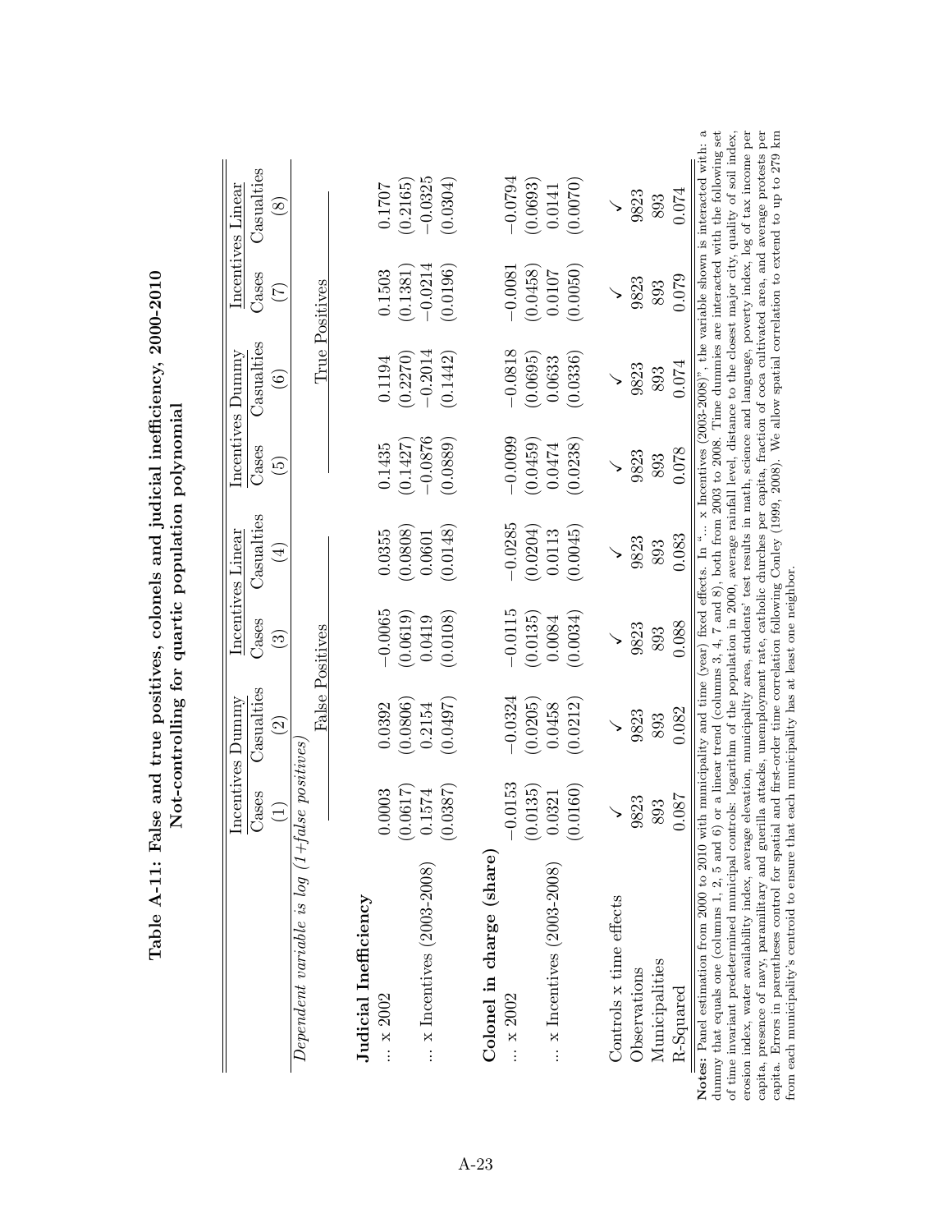# Table A-11: False and true positives, colonels and judicial inefficiency, 2000-2010
## Not-controlling for quartic population polynomial

| | Incentives Dummy | | Incentives Linear | | Incentives Dummy | | Incentives Linear | |
|---|---|---|---|---|---|---|---|---|
| | Cases | Casualties | Cases | Casualties | Cases | Casualties | Cases | Casualties |
| | (1) | (2) | (3) | (4) | (5) | (6) | (7) | (8) |
| *Dependent variable is log (1+false positives)* | | | | | | | | |
| | False Positives | | | | True Positives | | | |
| **Judicial Inefficiency** | | | | | | | | |
| ... x 2002 | 0.0003 | 0.0392 | −0.0065 | 0.0355 | 0.1435 | 0.1194 | 0.1503 | 0.1707 |
| | (0.0617) | (0.0806) | (0.0619) | (0.0808) | (0.1427) | (0.2270) | (0.1381) | (0.2165) |
| ... x Incentives (2003-2008) | 0.1574 | 0.2154 | 0.0419 | 0.0601 | −0.0876 | −0.2014 | −0.0214 | −0.0325 |
| | (0.0387) | (0.0497) | (0.0108) | (0.0148) | (0.0889) | (0.1442) | (0.0196) | (0.0304) |
| **Colonel in charge (share)** | | | | | | | | |
| ... x 2002 | −0.0153 | −0.0324 | −0.0115 | −0.0285 | −0.0099 | −0.0818 | −0.0081 | −0.0794 |
| | (0.0135) | (0.0205) | (0.0135) | (0.0204) | (0.0459) | (0.0695) | (0.0458) | (0.0693) |
| ... x Incentives (2003-2008) | 0.0321 | 0.0458 | 0.0084 | 0.0113 | 0.0474 | 0.0633 | 0.0107 | 0.0141 |
| | (0.0160) | (0.0212) | (0.0034) | (0.0045) | (0.0238) | (0.0336) | (0.0050) | (0.0070) |
| Controls x time effects | ✓ | ✓ | ✓ | ✓ | ✓ | ✓ | ✓ | ✓ |
| Observations | 9823 | 9823 | 9823 | 9823 | 9823 | 9823 | 9823 | 9823 |
| Municipalities | 893 | 893 | 893 | 893 | 893 | 893 | 893 | 893 |
| R-Squared | 0.087 | 0.082 | 0.088 | 0.083 | 0.078 | 0.074 | 0.079 | 0.074 |

**Notes:** Panel estimation from 2000 to 2010 with municipality and time (year) fixed effects. In "... x Incentives (2003-2008)", the variable shown is interacted with: a dummy that equals one (columns 1, 2, 5 and 6) or a linear trend (columns 3, 4, 7 and 8), both from 2003 to 2008. Time dummies are interacted with the following set of time invariant predetermined municipal controls: logarithm of the population in 2000, average rainfall level, distance to the closest major city, quality of soil index, erosion index, water availability index, average elevation, municipality area, students' test results in math, science and language, poverty index, log of tax income per capita, presence of navy, paramilitary and guerilla attacks, unemployment rate, catholic churches per capita, fraction of coca cultivated area, and average protests per capita. Errors in parentheses control for spatial and first-order time correlation following Conley (1999, 2008). We allow spatial correlation to extend to up to 279 km from each municipality's centroid to ensure that each municipality has at least one neighbor.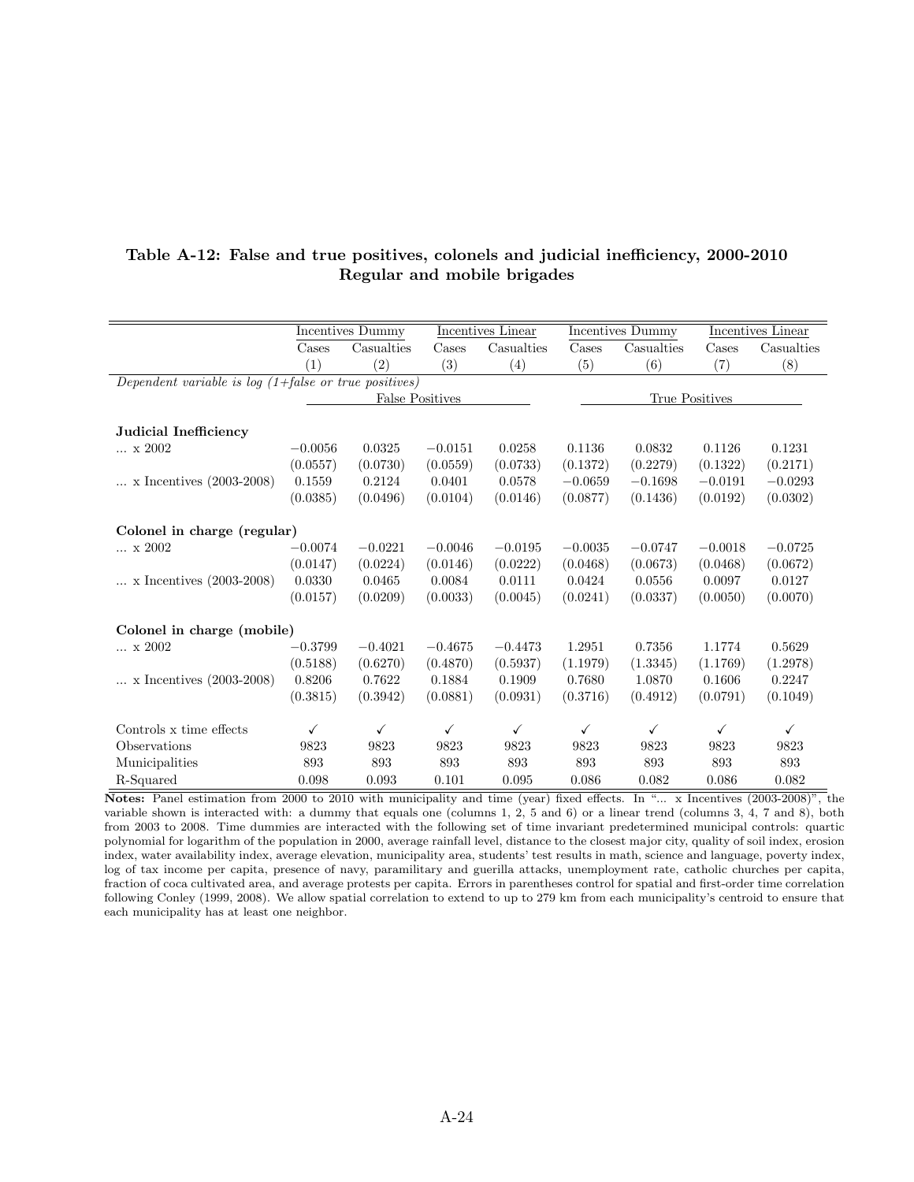**Table A-12: False and true positives, colonels and judicial inefficiency, 2000-2010**
**Regular and mobile brigades**

| | Incentives Dummy | | Incentives Linear | | Incentives Dummy | | Incentives Linear | |
|---|---|---|---|---|---|---|---|---|
| | Cases | Casualties | Cases | Casualties | Cases | Casualties | Cases | Casualties |
| | (1) | (2) | (3) | (4) | (5) | (6) | (7) | (8) |
| *Dependent variable is log (1+false or true positives)* | | | | | | | | |
| | False Positives | | | | True Positives | | | |
| **Judicial Inefficiency** | | | | | | | | |
| ... x 2002 | −0.0056 | 0.0325 | −0.0151 | 0.0258 | 0.1136 | 0.0832 | 0.1126 | 0.1231 |
| | (0.0557) | (0.0730) | (0.0559) | (0.0733) | (0.1372) | (0.2279) | (0.1322) | (0.2171) |
| ... x Incentives (2003-2008) | 0.1559 | 0.2124 | 0.0401 | 0.0578 | −0.0659 | −0.1698 | −0.0191 | −0.0293 |
| | (0.0385) | (0.0496) | (0.0104) | (0.0146) | (0.0877) | (0.1436) | (0.0192) | (0.0302) |
| **Colonel in charge (regular)** | | | | | | | | |
| ... x 2002 | −0.0074 | −0.0221 | −0.0046 | −0.0195 | −0.0035 | −0.0747 | −0.0018 | −0.0725 |
| | (0.0147) | (0.0224) | (0.0146) | (0.0222) | (0.0468) | (0.0673) | (0.0468) | (0.0672) |
| ... x Incentives (2003-2008) | 0.0330 | 0.0465 | 0.0084 | 0.0111 | 0.0424 | 0.0556 | 0.0097 | 0.0127 |
| | (0.0157) | (0.0209) | (0.0033) | (0.0045) | (0.0241) | (0.0337) | (0.0050) | (0.0070) |
| **Colonel in charge (mobile)** | | | | | | | | |
| ... x 2002 | −0.3799 | −0.4021 | −0.4675 | −0.4473 | 1.2951 | 0.7356 | 1.1774 | 0.5629 |
| | (0.5188) | (0.6270) | (0.4870) | (0.5937) | (1.1979) | (1.3345) | (1.1769) | (1.2978) |
| ... x Incentives (2003-2008) | 0.8206 | 0.7622 | 0.1884 | 0.1909 | 0.7680 | 1.0870 | 0.1606 | 0.2247 |
| | (0.3815) | (0.3942) | (0.0881) | (0.0931) | (0.3716) | (0.4912) | (0.0791) | (0.1049) |
| Controls x time effects | ✓ | ✓ | ✓ | ✓ | ✓ | ✓ | ✓ | ✓ |
| Observations | 9823 | 9823 | 9823 | 9823 | 9823 | 9823 | 9823 | 9823 |
| Municipalities | 893 | 893 | 893 | 893 | 893 | 893 | 893 | 893 |
| R-Squared | 0.098 | 0.093 | 0.101 | 0.095 | 0.086 | 0.082 | 0.086 | 0.082 |

**Notes:** Panel estimation from 2000 to 2010 with municipality and time (year) fixed effects. In "... x Incentives (2003-2008)", the variable shown is interacted with: a dummy that equals one (columns 1, 2, 5 and 6) or a linear trend (columns 3, 4, 7 and 8), both from 2003 to 2008. Time dummies are interacted with the following set of time invariant predetermined municipal controls: quartic polynomial for logarithm of the population in 2000, average rainfall level, distance to the closest major city, quality of soil index, erosion index, water availability index, average elevation, municipality area, students' test results in math, science and language, poverty index, log of tax income per capita, presence of navy, paramilitary and guerilla attacks, unemployment rate, catholic churches per capita, fraction of coca cultivated area, and average protests per capita. Errors in parentheses control for spatial and first-order time correlation following Conley (1999, 2008). We allow spatial correlation to extend to up to 279 km from each municipality's centroid to ensure that each municipality has at least one neighbor.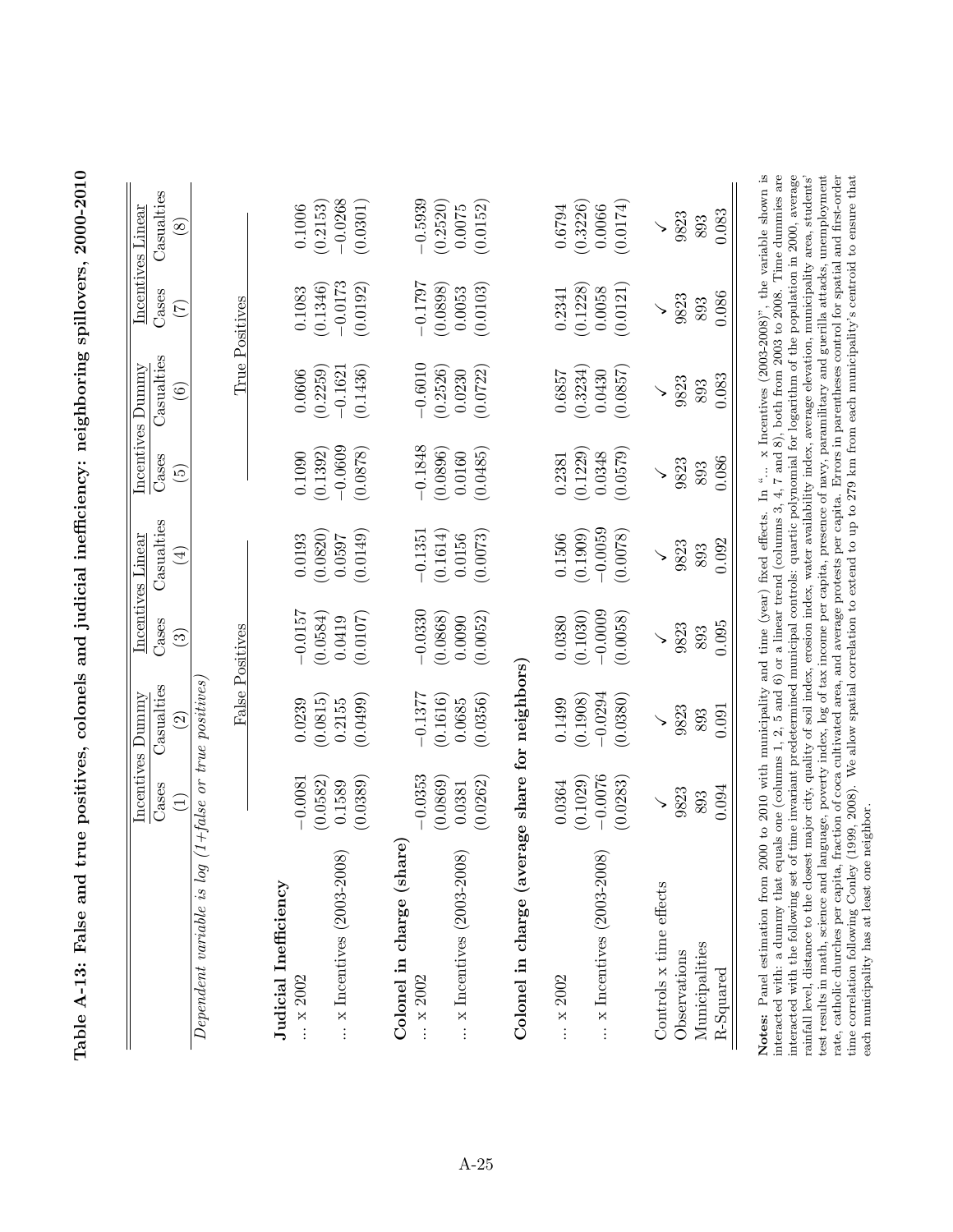## Table A-13: False and true positives, colonels and judicial inefficiency: neighboring spillovers, 2000-2010

| | Incentives Dummy | | Incentives Linear | | Incentives Dummy | | Incentives Linear | |
|---|---|---|---|---|---|---|---|---|
| | Cases | Casualties | Cases | Casualties | Cases | Casualties | Cases | Casualties |
| | (1) | (2) | (3) | (4) | (5) | (6) | (7) | (8) |
| *Dependent variable is log (1+false or true positives)* | | | | | | | | |
| | False Positives | | | | True Positives | | | |
| **Judicial Inefficiency** | | | | | | | | |
| ... x 2002 | −0.0081 | 0.0239 | −0.0157 | 0.0193 | 0.1090 | 0.0606 | 0.1083 | 0.1006 |
| | (0.0582) | (0.0815) | (0.0584) | (0.0820) | (0.1392) | (0.2259) | (0.1346) | (0.2153) |
| ... x Incentives (2003-2008) | 0.1589 | 0.2155 | 0.0419 | 0.0597 | −0.0609 | −0.1621 | −0.0173 | −0.0268 |
| | (0.0389) | (0.0499) | (0.0107) | (0.0149) | (0.0878) | (0.1436) | (0.0192) | (0.0301) |
| **Colonel in charge (share)** | | | | | | | | |
| ... x 2002 | −0.0353 | −0.1377 | −0.0330 | −0.1351 | −0.1848 | −0.6010 | −0.1797 | −0.5939 |
| | (0.0869) | (0.1616) | (0.0868) | (0.1614) | (0.0896) | (0.2526) | (0.0898) | (0.2520) |
| ... x Incentives (2003-2008) | 0.0381 | 0.0685 | 0.0090 | 0.0156 | 0.0160 | 0.0230 | 0.0053 | 0.0075 |
| | (0.0262) | (0.0356) | (0.0052) | (0.0073) | (0.0485) | (0.0722) | (0.0103) | (0.0152) |
| **Colonel in charge (average share for neighbors)** | | | | | | | | |
| ... x 2002 | 0.0364 | 0.1499 | 0.0380 | 0.1506 | 0.2381 | 0.6857 | 0.2341 | 0.6794 |
| | (0.1029) | (0.1908) | (0.1030) | (0.1909) | (0.1229) | (0.3234) | (0.1228) | (0.3226) |
| ... x Incentives (2003-2008) | −0.0076 | −0.0294 | −0.0009 | −0.0059 | 0.0348 | 0.0430 | 0.0058 | 0.0066 |
| | (0.0283) | (0.0380) | (0.0058) | (0.0078) | (0.0579) | (0.0857) | (0.0121) | (0.0174) |
| Controls x time effects | ✓ | ✓ | ✓ | ✓ | ✓ | ✓ | ✓ | ✓ |
| Observations | 9823 | 9823 | 9823 | 9823 | 9823 | 9823 | 9823 | 9823 |
| Municipalities | 893 | 893 | 893 | 893 | 893 | 893 | 893 | 893 |
| R-Squared | 0.094 | 0.091 | 0.095 | 0.092 | 0.086 | 0.083 | 0.086 | 0.083 |

**Notes:** Panel estimation from 2000 to 2010 with municipality and time (year) fixed effects. In "... x Incentives (2003-2008)", the variable shown is interacted with: a dummy that equals one (columns 1, 2, 5 and 6) or a linear trend (columns 3, 4, 7 and 8), both from 2003 to 2008. Time dummies are interacted with the following set of time invariant predetermined municipal controls: quartic polynomial for logarithm of the population in 2000, average rainfall level, distance to the closest major city, quality of soil index, erosion index, water availability index, average elevation, municipality area, students' test results in math, science and language, poverty index, log of tax income per capita, presence of navy, paramilitary and guerilla attacks, unemployment rate, catholic churches per capita, fraction of coca cultivated area, and average protests per capita. Errors in parentheses control for spatial and first-order time correlation following Conley (1999, 2008). We allow spatial correlation to extend to up to 279 km from each municipality's centroid to ensure that each municipality has at least one neighbor.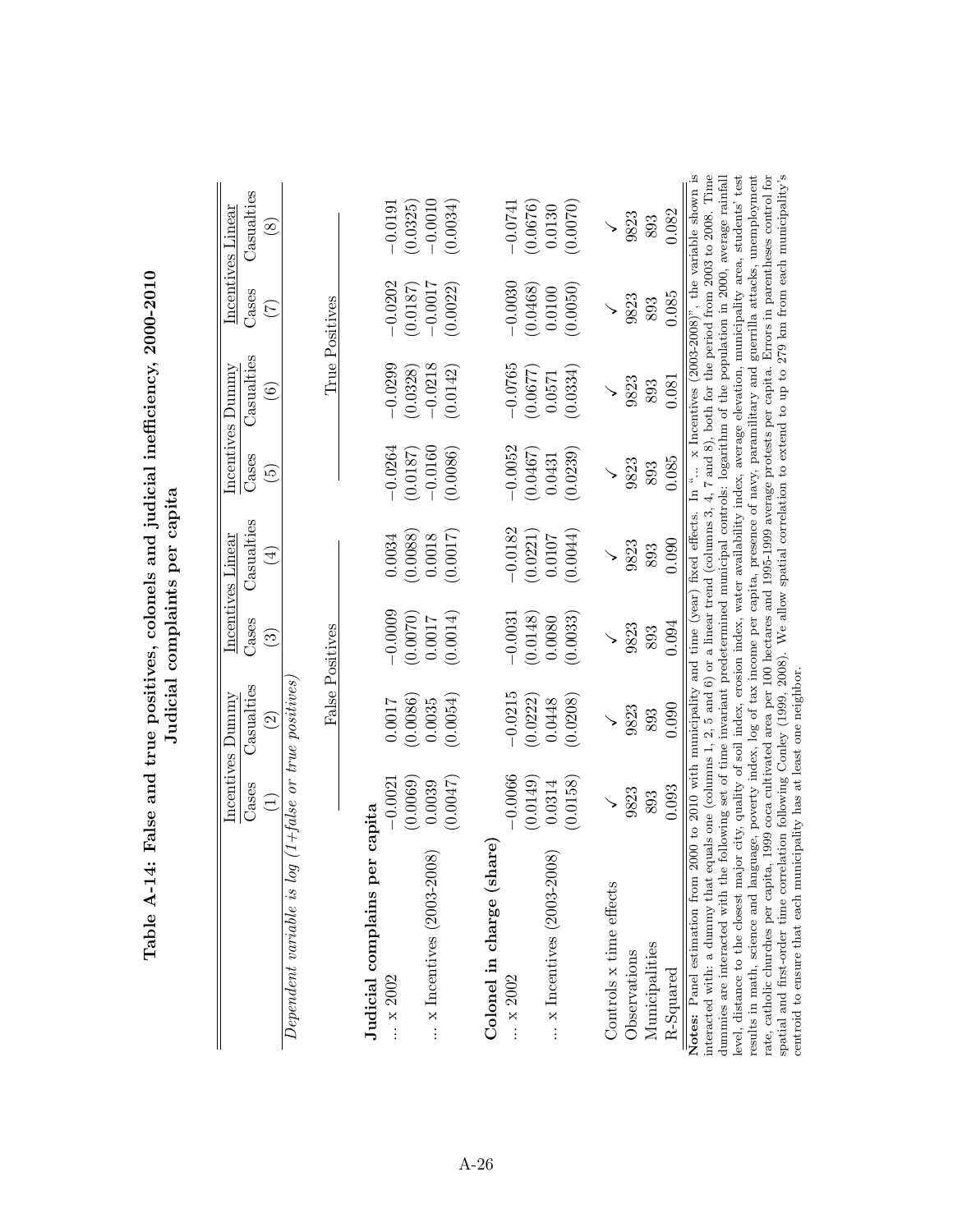# Table A-14: False and true positives, colonels and judicial inefficiency, 2000-2010
## Judicial complaints per capita

| | Incentives Dummy | | Incentives Linear | | Incentives Dummy | | Incentives Linear | |
|---|---|---|---|---|---|---|---|---|
| | Cases | Casualties | Cases | Casualties | Cases | Casualties | Cases | Casualties |
| | (1) | (2) | (3) | (4) | (5) | (6) | (7) | (8) |
| *Dependent variable is log (1+false or true positives)* | | | | | | | | |
| | False Positives | | | | True Positives | | | |
| **Judicial complains per capita** | | | | | | | | |
| ... x 2002 | −0.0021 | 0.0017 | −0.0009 | 0.0034 | −0.0264 | −0.0299 | −0.0202 | −0.0191 |
| | (0.0069) | (0.0086) | (0.0070) | (0.0088) | (0.0187) | (0.0328) | (0.0187) | (0.0325) |
| ... x Incentives (2003-2008) | 0.0039 | 0.0035 | 0.0017 | 0.0018 | −0.0160 | −0.0218 | −0.0017 | −0.0010 |
| | (0.0047) | (0.0054) | (0.0014) | (0.0017) | (0.0086) | (0.0142) | (0.0022) | (0.0034) |
| **Colonel in charge (share)** | | | | | | | | |
| ... x 2002 | −0.0066 | −0.0215 | −0.0031 | −0.0182 | −0.0052 | −0.0765 | −0.0030 | −0.0741 |
| | (0.0149) | (0.0222) | (0.0148) | (0.0221) | (0.0467) | (0.0677) | (0.0468) | (0.0676) |
| ... x Incentives (2003-2008) | 0.0314 | 0.0448 | 0.0080 | 0.0107 | 0.0431 | 0.0571 | 0.0100 | 0.0130 |
| | (0.0158) | (0.0208) | (0.0033) | (0.0044) | (0.0239) | (0.0334) | (0.0050) | (0.0070) |
| Controls x time effects | ✓ | ✓ | ✓ | ✓ | ✓ | ✓ | ✓ | ✓ |
| Observations | 9823 | 9823 | 9823 | 9823 | 9823 | 9823 | 9823 | 9823 |
| Municipalities | 893 | 893 | 893 | 893 | 893 | 893 | 893 | 893 |
| R-Squared | 0.093 | 0.090 | 0.094 | 0.090 | 0.085 | 0.081 | 0.085 | 0.082 |

**Notes:** Panel estimation from 2000 to 2010 with municipality and time (year) fixed effects. In "... x Incentives (2003-2008)", the variable shown is interacted with: a dummy that equals one (columns 1, 2, 5 and 6) or a linear trend (columns 3, 4, 7 and 8), both for the period from 2003 to 2008. Time dummies are interacted with the following set of time invariant predetermined municipal controls: logarithm of the population in 2000, average rainfall level, distance to the closest major city, quality of soil index, erosion index, water availability index, average elevation, municipality area, students' test results in math, science and language, poverty index, log of tax income per capita, presence of navy, paramilitary and guerrilla attacks, unemployment rate, catholic churches per capita, 1999 coca cultivated area per 100 hectares and 1995-1999 average protests per capita. Errors in parentheses control for spatial and first-order time correlation following Conley (1999, 2008). We allow spatial correlation to extend to up to 279 km from each municipality's centroid to ensure that each municipality has at least one neighbor.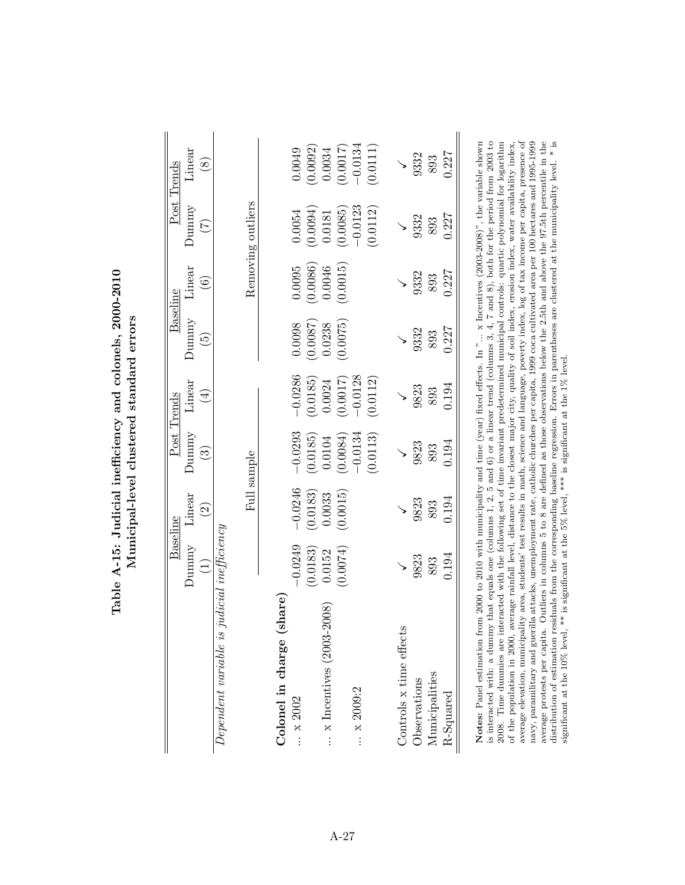# Table A-15: Judicial inefficiency and colonels, 2000-2010
## Municipal-level clustered standard errors

| | Baseline | | Post Trends | | Baseline | | Post Trends | |
|---|---|---|---|---|---|---|---|---|
| | Dummy | Linear | Dummy | Linear | Dummy | Linear | Dummy | Linear |
| | (1) | (2) | (3) | (4) | (5) | (6) | (7) | (8) |
| *Dependent variable is judicial inefficiency* | | | | | | | | |
| | Full sample | | | | Removing outliers | | | |
| **Colonel in charge (share)** | | | | | | | | |
| ... x 2002 | −0.0249 | −0.0246 | −0.0293 | −0.0286 | 0.0098 | 0.0095 | 0.0054 | 0.0049 |
| | (0.0183) | (0.0183) | (0.0185) | (0.0185) | (0.0087) | (0.0086) | (0.0094) | (0.0092) |
| ... x Incentives (2003-2008) | 0.0152 | 0.0033 | 0.0104 | 0.0024 | 0.0238 | 0.0046 | 0.0181 | 0.0034 |
| | (0.0074) | (0.0015) | (0.0084) | (0.0017) | (0.0075) | (0.0015) | (0.0085) | (0.0017) |
| ... x 2009:2 | | | −0.0134 | −0.0128 | | | −0.0123 | −0.0134 |
| | | | (0.0113) | (0.0112) | | | (0.0112) | (0.0111) |
| Controls x time effects | ✓ | ✓ | ✓ | ✓ | ✓ | ✓ | ✓ | ✓ |
| Observations | 9823 | 9823 | 9823 | 9823 | 9332 | 9332 | 9332 | 9332 |
| Municipalities | 893 | 893 | 893 | 893 | 893 | 893 | 893 | 893 |
| R-Squared | 0.194 | 0.194 | 0.194 | 0.194 | 0.227 | 0.227 | 0.227 | 0.227 |

**Notes:** Panel estimation from 2000 to 2010 with municipality and time (year) fixed effects. In "... x Incentives (2003-2008)", the variable shown is interacted with: a dummy that equals one (columns 1, 2, 5 and 6) or a linear trend (columns 3, 4, 7 and 8), both for the period from 2003 to 2008. Time dummies are interacted with the following set of time invariant predetermined municipal controls: quartic polynomial for logarithm of the population in 2000, average rainfall level, distance to the closest major city, quality of soil index, erosion index, water availability index, average elevation, municipality area, students' test results in math, science and language, poverty index, log of tax income per capita, presence of navy, paramilitary and guerilla attacks, unemployment rate, catholic churches per capita, 1999 coca cultivated area per 100 hectares and 1995-1999 average protests per capita. Outliers in columns 5 to 8 are defined as those observations below the 2.5th and above the 97.5th percentile in the distribution of estimation residuals from the corresponding baseline regression. Errors in parentheses are clustered at the municipality level. * is significant at the 10% level, ** is significant at the 5% level, *** is significant at the 1% level.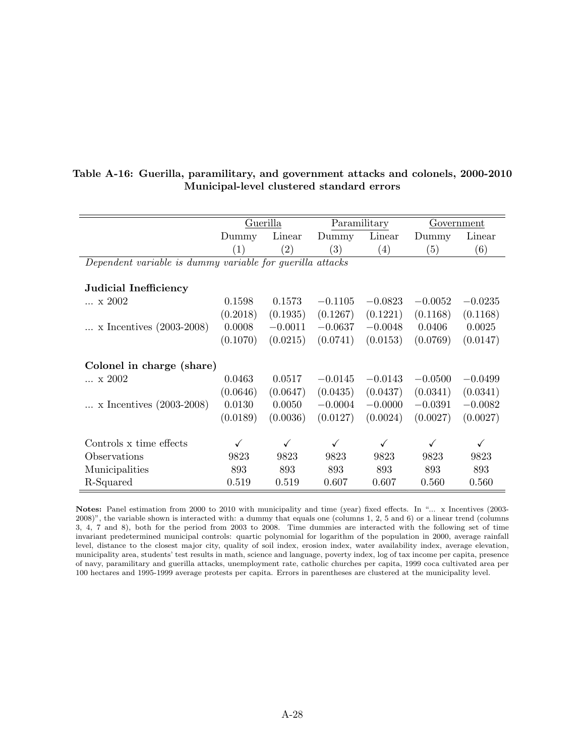**Table A-16: Guerilla, paramilitary, and government attacks and colonels, 2000-2010**
**Municipal-level clustered standard errors**

| | Guerilla | | Paramilitary | | Government | |
|---|---|---|---|---|---|---|
| | Dummy | Linear | Dummy | Linear | Dummy | Linear |
| | (1) | (2) | (3) | (4) | (5) | (6) |
| *Dependent variable is dummy variable for guerilla attacks* | | | | | | |
| **Judicial Inefficiency** | | | | | | |
| ... x 2002 | 0.1598 | 0.1573 | −0.1105 | −0.0823 | −0.0052 | −0.0235 |
| | (0.2018) | (0.1935) | (0.1267) | (0.1221) | (0.1168) | (0.1168) |
| ... x Incentives (2003-2008) | 0.0008 | −0.0011 | −0.0637 | −0.0048 | 0.0406 | 0.0025 |
| | (0.1070) | (0.0215) | (0.0741) | (0.0153) | (0.0769) | (0.0147) |
| **Colonel in charge (share)** | | | | | | |
| ... x 2002 | 0.0463 | 0.0517 | −0.0145 | −0.0143 | −0.0500 | −0.0499 |
| | (0.0646) | (0.0647) | (0.0435) | (0.0437) | (0.0341) | (0.0341) |
| ... x Incentives (2003-2008) | 0.0130 | 0.0050 | −0.0004 | −0.0000 | −0.0391 | −0.0082 |
| | (0.0189) | (0.0036) | (0.0127) | (0.0024) | (0.0027) | (0.0027) |
| Controls x time effects | ✓ | ✓ | ✓ | ✓ | ✓ | ✓ |
| Observations | 9823 | 9823 | 9823 | 9823 | 9823 | 9823 |
| Municipalities | 893 | 893 | 893 | 893 | 893 | 893 |
| R-Squared | 0.519 | 0.519 | 0.607 | 0.607 | 0.560 | 0.560 |

**Notes:** Panel estimation from 2000 to 2010 with municipality and time (year) fixed effects. In "... x Incentives (2003-2008)", the variable shown is interacted with: a dummy that equals one (columns 1, 2, 5 and 6) or a linear trend (columns 3, 4, 7 and 8), both for the period from 2003 to 2008. Time dummies are interacted with the following set of time invariant predetermined municipal controls: quartic polynomial for logarithm of the population in 2000, average rainfall level, distance to the closest major city, quality of soil index, erosion index, water availability index, average elevation, municipality area, students' test results in math, science and language, poverty index, log of tax income per capita, presence of navy, paramilitary and guerilla attacks, unemployment rate, catholic churches per capita, 1999 coca cultivated area per 100 hectares and 1995-1999 average protests per capita. Errors in parentheses are clustered at the municipality level.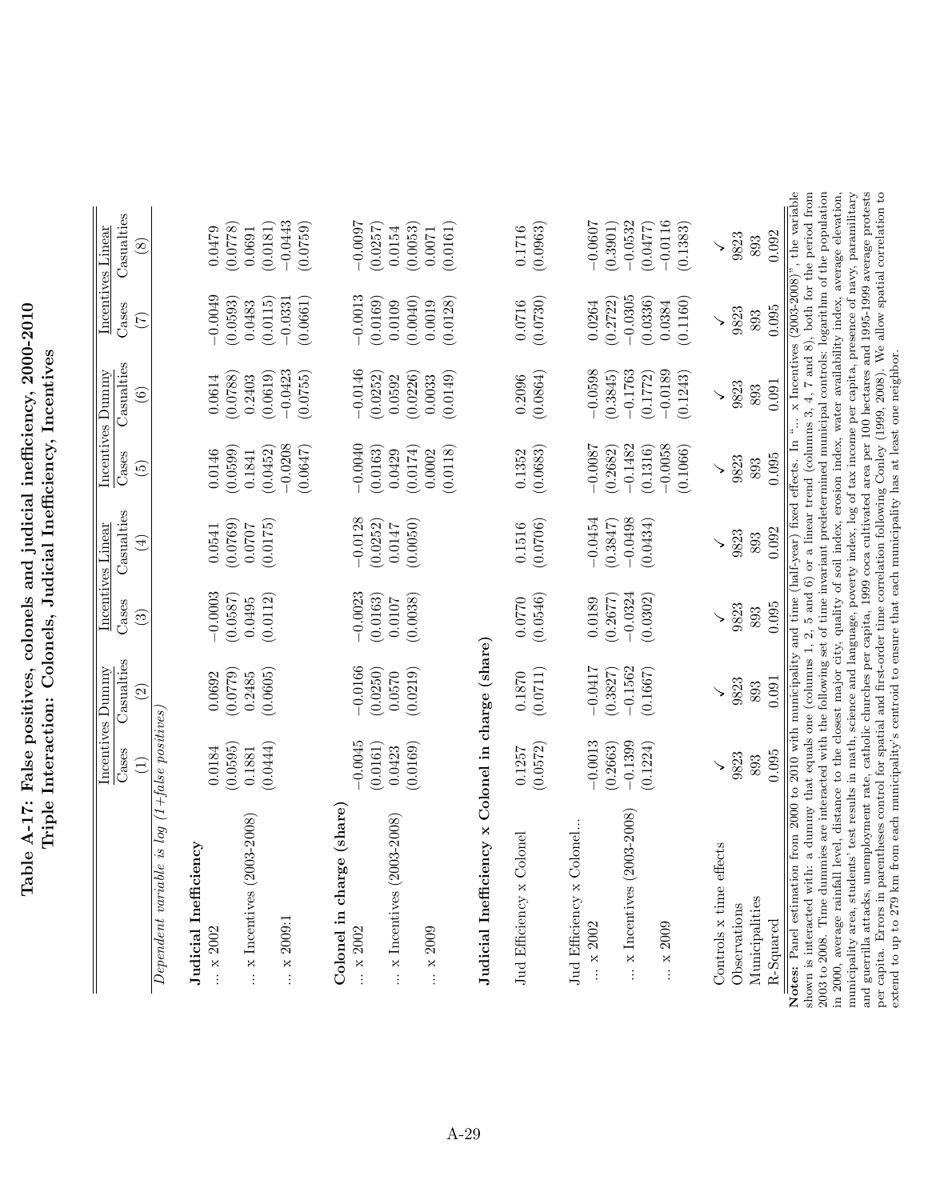# Table A-17: False positives, colonels and judicial inefficiency, 2000-2010
## Triple Interaction: Colonels, Judicial Inefficiency, Incentives

| | Incentives Dummy | | Incentives Linear | | Incentives Dummy | | Incentives Linear | |
|---|---|---|---|---|---|---|---|---|
| | Cases | Casualties | Cases | Casualties | Cases | Casualties | Cases | Casualties |
| | (1) | (2) | (3) | (4) | (5) | (6) | (7) | (8) |
| *Dependent variable is log (1+false positives)* | | | | | | | | |
| **Judicial Inefficiency** | | | | | | | | |
| ... x 2002 | 0.0184 | 0.0692 | −0.0003 | 0.0541 | 0.0146 | 0.0614 | −0.0049 | 0.0479 |
| | (0.0595) | (0.0779) | (0.0587) | (0.0769) | (0.0599) | (0.0788) | (0.0593) | (0.0778) |
| ... x Incentives (2003-2008) | 0.1881 | 0.2485 | 0.0495 | 0.0707 | 0.1841 | 0.2403 | 0.0483 | 0.0691 |
| | (0.0444) | (0.0605) | (0.0112) | (0.0175) | (0.0452) | (0.0619) | (0.0115) | (0.0181) |
| ... x 2009:1 | | | | | −0.0208 | −0.0423 | −0.0331 | −0.0443 |
| | | | | | (0.0647) | (0.0755) | (0.0661) | (0.0759) |
| **Colonel in charge (share)** | | | | | | | | |
| ... x 2002 | −0.0045 | −0.0166 | −0.0023 | −0.0128 | −0.0040 | −0.0146 | −0.0013 | −0.0097 |
| | (0.0161) | (0.0250) | (0.0163) | (0.0252) | (0.0163) | (0.0252) | (0.0169) | (0.0257) |
| ... x Incentives (2003-2008) | 0.0423 | 0.0570 | 0.0107 | 0.0147 | 0.0429 | 0.0592 | 0.0109 | 0.0154 |
| | (0.0169) | (0.0219) | (0.0038) | (0.0050) | (0.0174) | (0.0226) | (0.0040) | (0.0053) |
| ... x 2009 | | | | | 0.0002 | 0.0033 | 0.0019 | 0.0071 |
| | | | | | (0.0118) | (0.0149) | (0.0128) | (0.0161) |
| **Judicial Inefficiency x Colonel in charge (share)** | | | | | | | | |
| Jud Efficiency x Colonel | 0.1257 | 0.1870 | 0.0770 | 0.1516 | 0.1352 | 0.2096 | 0.0716 | 0.1716 |
| | (0.0572) | (0.0711) | (0.0546) | (0.0706) | (0.0683) | (0.0864) | (0.0730) | (0.0963) |
| Jud Efficiency x Colonel... | | | | | | | | |
| ... x 2002 | −0.0013 | −0.0417 | 0.0189 | −0.0454 | −0.0087 | −0.0598 | 0.0264 | −0.0607 |
| | (0.2663) | (0.3827) | (0.2677) | (0.3847) | (0.2682) | (0.3845) | (0.2722) | (0.3901) |
| ... x Incentives (2003-2008) | −0.1399 | −0.1562 | −0.0324 | −0.0498 | −0.1482 | −0.1763 | −0.0305 | −0.0532 |
| | (0.1224) | (0.1667) | (0.0302) | (0.0434) | (0.1316) | (0.1772) | (0.0336) | (0.0477) |
| ... x 2009 | | | | | −0.0058 | −0.0189 | 0.0384 | −0.0116 |
| | | | | | (0.1066) | (0.1243) | (0.1160) | (0.1383) |
| Controls x time effects | ✓ | ✓ | ✓ | ✓ | ✓ | ✓ | ✓ | ✓ |
| Observations | 9823 | 9823 | 9823 | 9823 | 9823 | 9823 | 9823 | 9823 |
| Municipalities | 893 | 893 | 893 | 893 | 893 | 893 | 893 | 893 |
| R-Squared | 0.095 | 0.091 | 0.095 | 0.092 | 0.095 | 0.091 | 0.095 | 0.092 |

**Notes:** Panel estimation from 2000 to 2010 with municipality and time (half-year) fixed effects. In "... x Incentives (2003-2008)", the variable shown is interacted with: a dummy that equals one (columns 1, 2, 5 and 6) or a linear trend (columns 3, 4, 7 and 8), both for the period from 2003 to 2008. Time dummies are interacted with the following set of time invariant predetermined municipal controls: logarithm of the population in 2000, average rainfall level, distance to the closest major city, quality of soil index, erosion index, water availability index, average elevation, municipality area, students' test results in math, science and language, poverty index, log of tax income per capita, presence of navy, paramilitary and guerrilla attacks, unemployment rate, catholic churches per capita, 1999 coca cultivated area per 100 hectares and 1995-1999 average protests per capita. Errors in parentheses control for spatial and first-order time correlation following Conley (1999, 2008). We allow spatial correlation to extend to up to 279 km from each municipality's centroid to ensure that each municipality has at least one neighbor.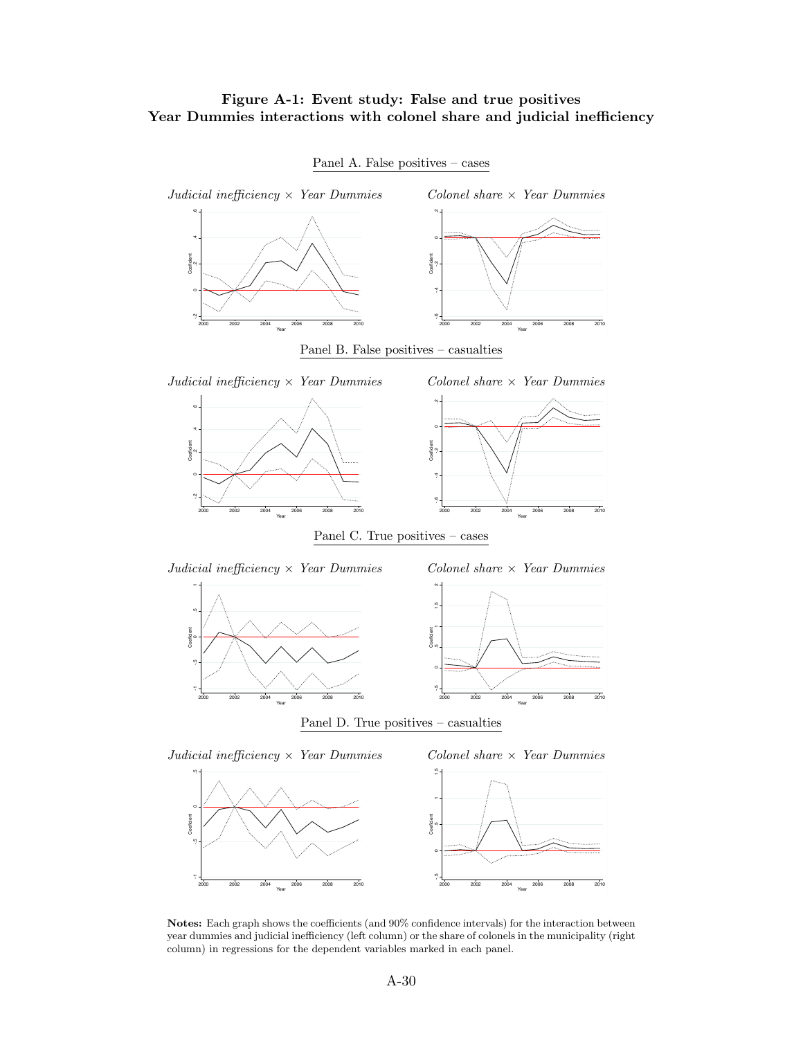**Figure A-1: Event study: False and true positives**
**Year Dummies interactions with colonel share and judicial inefficiency**

Panel A. False positives – cases

*Judicial inefficiency × Year Dummies*

*Colonel share × Year Dummies*

Panel B. False positives – casualties

*Judicial inefficiency × Year Dummies*

*Colonel share × Year Dummies*

Panel C. True positives – cases

*Judicial inefficiency × Year Dummies*

*Colonel share × Year Dummies*

Panel D. True positives – casualties

*Judicial inefficiency × Year Dummies*

*Colonel share × Year Dummies*

**Notes:** Each graph shows the coefficients (and 90% confidence intervals) for the interaction between year dummies and judicial inefficiency (left column) or the share of colonels in the municipality (right column) in regressions for the dependent variables marked in each panel.